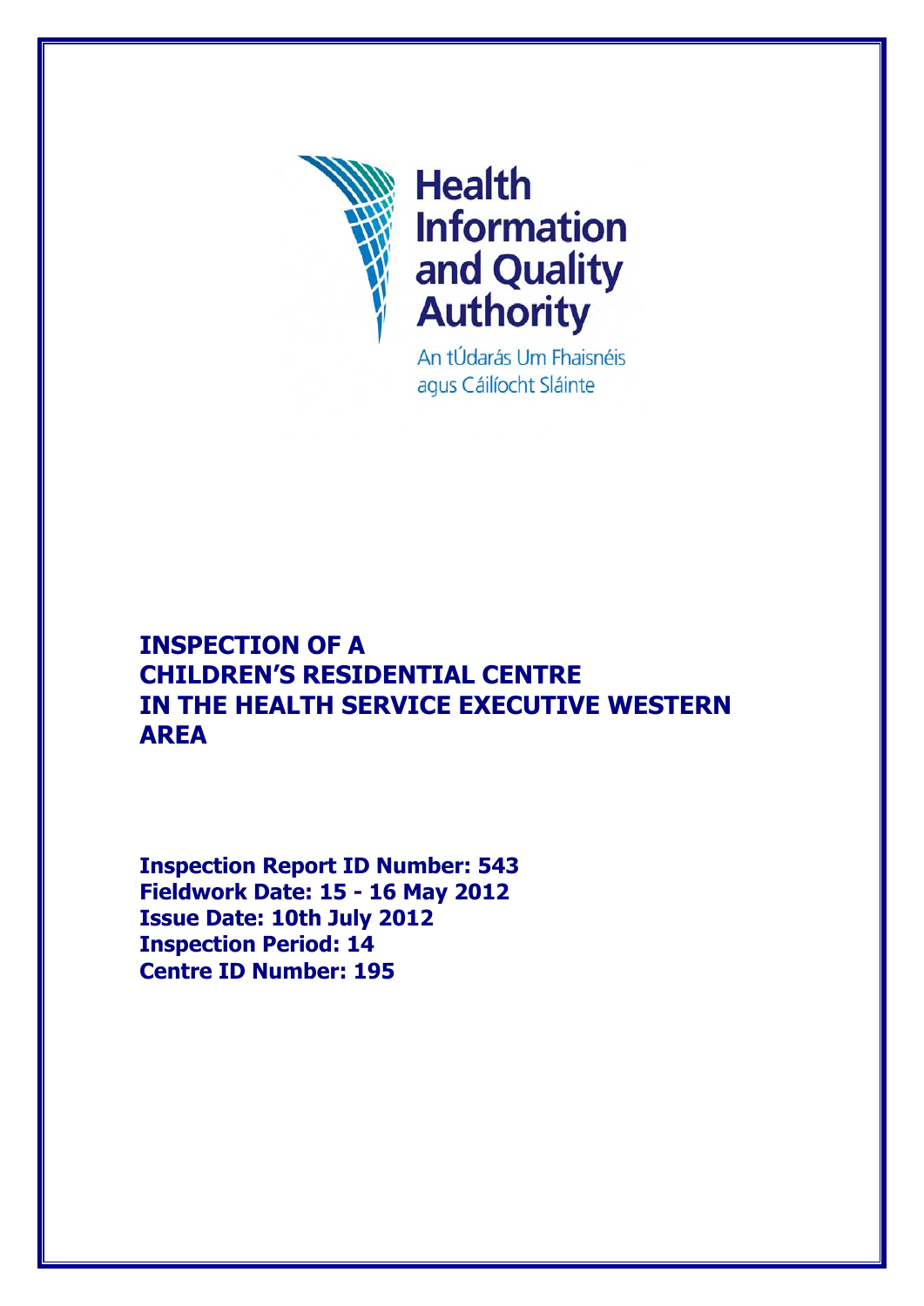Health Information and Quality Authority

An tÚdarás Um Fhaisnéis agus Cáilíocht Sláinte

# INSPECTION OF A CHILDREN'S RESIDENTIAL CENTRE IN THE HEALTH SERVICE EXECUTIVE WESTERN AREA

**Inspection Report ID Number: 543**
**Fieldwork Date: 15 - 16 May 2012**
**Issue Date: 10th July 2012**
**Inspection Period: 14**
**Centre ID Number: 195**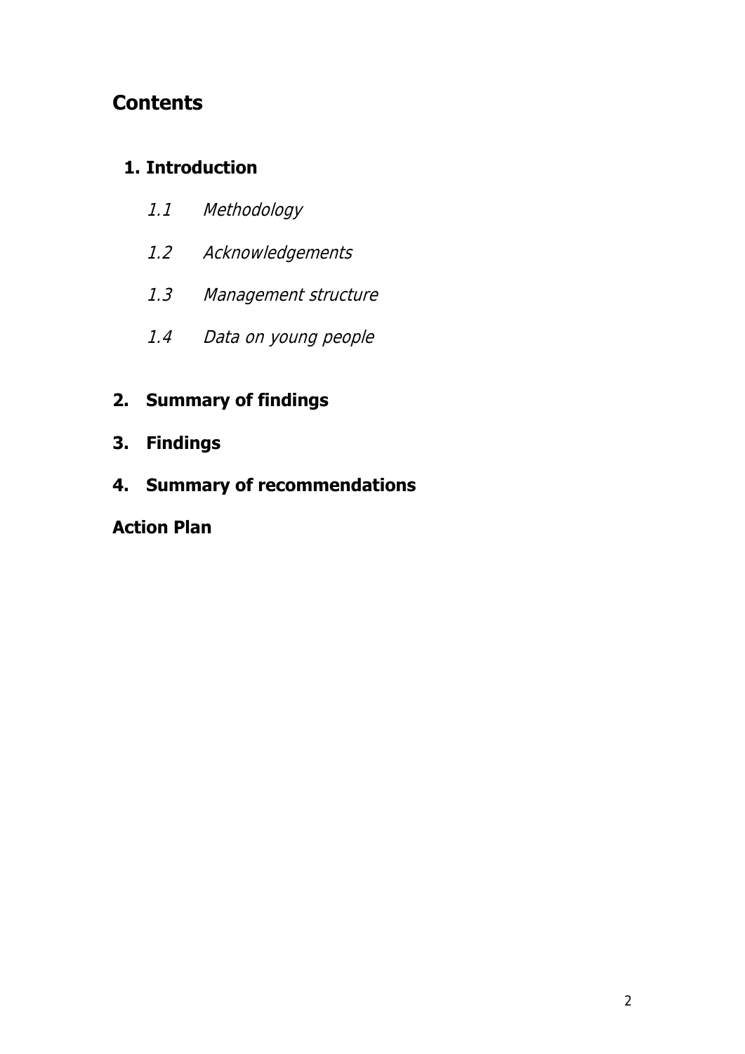# Contents

**1. Introduction**

*1.1 Methodology*

*1.2 Acknowledgements*

*1.3 Management structure*

*1.4 Data on young people*

**2. Summary of findings**

**3. Findings**

**4. Summary of recommendations**

**Action Plan**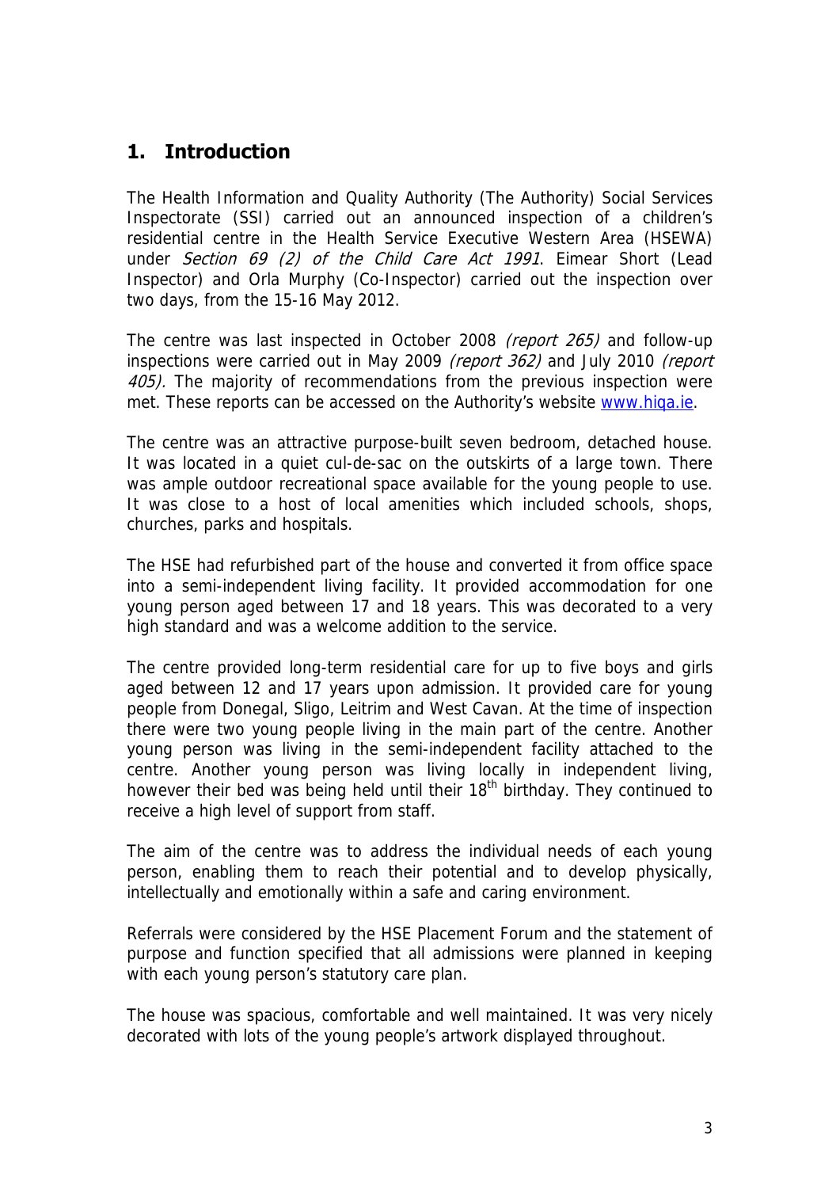## 1. Introduction

The Health Information and Quality Authority (The Authority) Social Services Inspectorate (SSI) carried out an announced inspection of a children's residential centre in the Health Service Executive Western Area (HSEWA) under *Section 69 (2) of the Child Care Act 1991*. Eimear Short (Lead Inspector) and Orla Murphy (Co-Inspector) carried out the inspection over two days, from the 15-16 May 2012.

The centre was last inspected in October 2008 *(report 265)* and follow-up inspections were carried out in May 2009 *(report 362)* and July 2010 *(report 405)*. The majority of recommendations from the previous inspection were met. These reports can be accessed on the Authority's website [www.hiqa.ie](http://www.hiqa.ie).

The centre was an attractive purpose-built seven bedroom, detached house. It was located in a quiet cul-de-sac on the outskirts of a large town. There was ample outdoor recreational space available for the young people to use. It was close to a host of local amenities which included schools, shops, churches, parks and hospitals.

The HSE had refurbished part of the house and converted it from office space into a semi-independent living facility. It provided accommodation for one young person aged between 17 and 18 years. This was decorated to a very high standard and was a welcome addition to the service.

The centre provided long-term residential care for up to five boys and girls aged between 12 and 17 years upon admission. It provided care for young people from Donegal, Sligo, Leitrim and West Cavan. At the time of inspection there were two young people living in the main part of the centre. Another young person was living in the semi-independent facility attached to the centre. Another young person was living locally in independent living, however their bed was being held until their 18th birthday. They continued to receive a high level of support from staff.

The aim of the centre was to address the individual needs of each young person, enabling them to reach their potential and to develop physically, intellectually and emotionally within a safe and caring environment.

Referrals were considered by the HSE Placement Forum and the statement of purpose and function specified that all admissions were planned in keeping with each young person's statutory care plan.

The house was spacious, comfortable and well maintained. It was very nicely decorated with lots of the young people's artwork displayed throughout.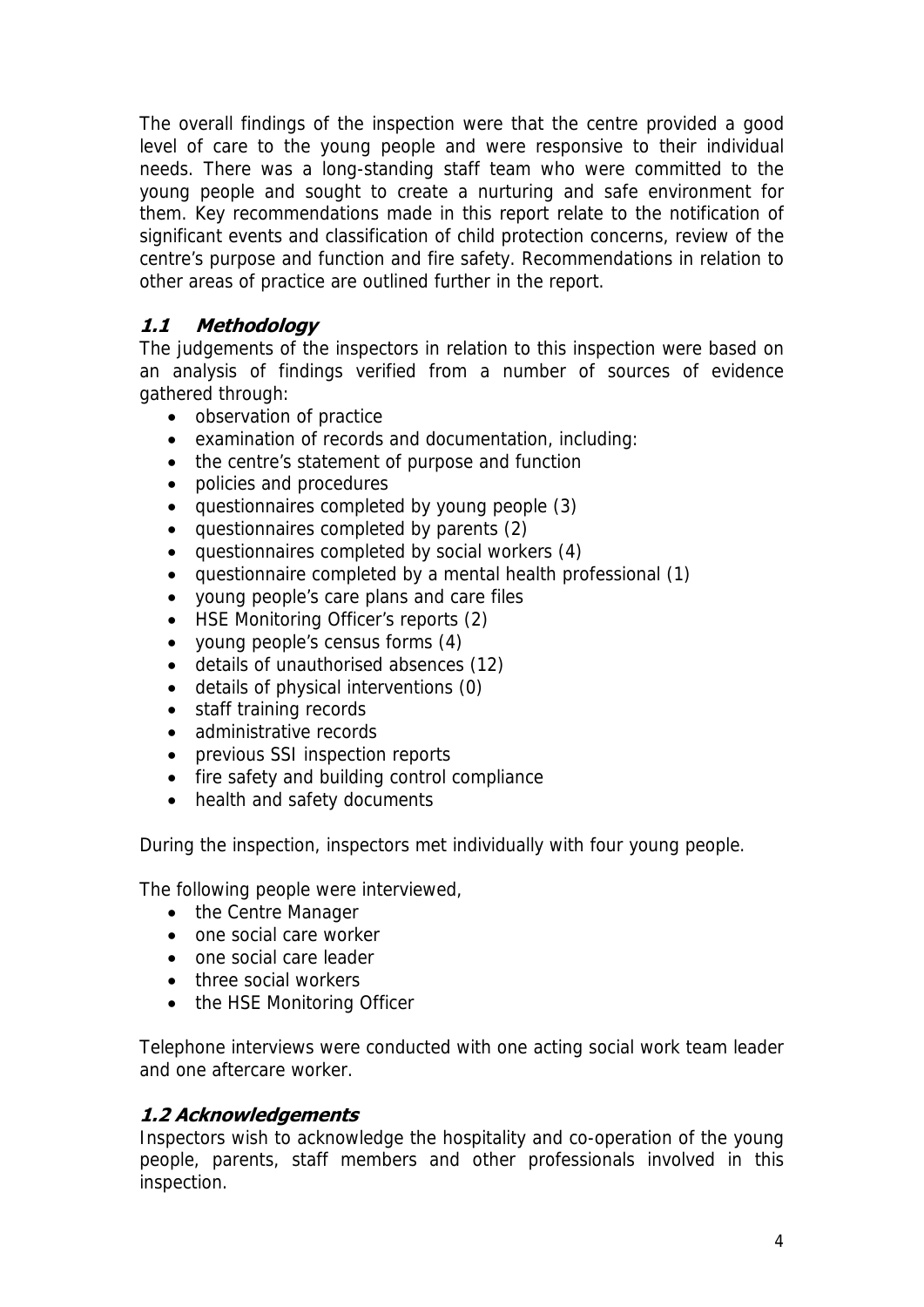The overall findings of the inspection were that the centre provided a good level of care to the young people and were responsive to their individual needs. There was a long-standing staff team who were committed to the young people and sought to create a nurturing and safe environment for them. Key recommendations made in this report relate to the notification of significant events and classification of child protection concerns, review of the centre's purpose and function and fire safety. Recommendations in relation to other areas of practice are outlined further in the report.

### *1.1 Methodology*

The judgements of the inspectors in relation to this inspection were based on an analysis of findings verified from a number of sources of evidence gathered through:

- observation of practice
- examination of records and documentation, including:
- the centre's statement of purpose and function
- policies and procedures
- questionnaires completed by young people (3)
- questionnaires completed by parents (2)
- questionnaires completed by social workers (4)
- questionnaire completed by a mental health professional (1)
- young people's care plans and care files
- HSE Monitoring Officer's reports (2)
- young people's census forms (4)
- details of unauthorised absences (12)
- details of physical interventions (0)
- staff training records
- administrative records
- previous SSI inspection reports
- fire safety and building control compliance
- health and safety documents

During the inspection, inspectors met individually with four young people.

The following people were interviewed,

- the Centre Manager
- one social care worker
- one social care leader
- three social workers
- the HSE Monitoring Officer

Telephone interviews were conducted with one acting social work team leader and one aftercare worker.

### *1.2 Acknowledgements*

Inspectors wish to acknowledge the hospitality and co-operation of the young people, parents, staff members and other professionals involved in this inspection.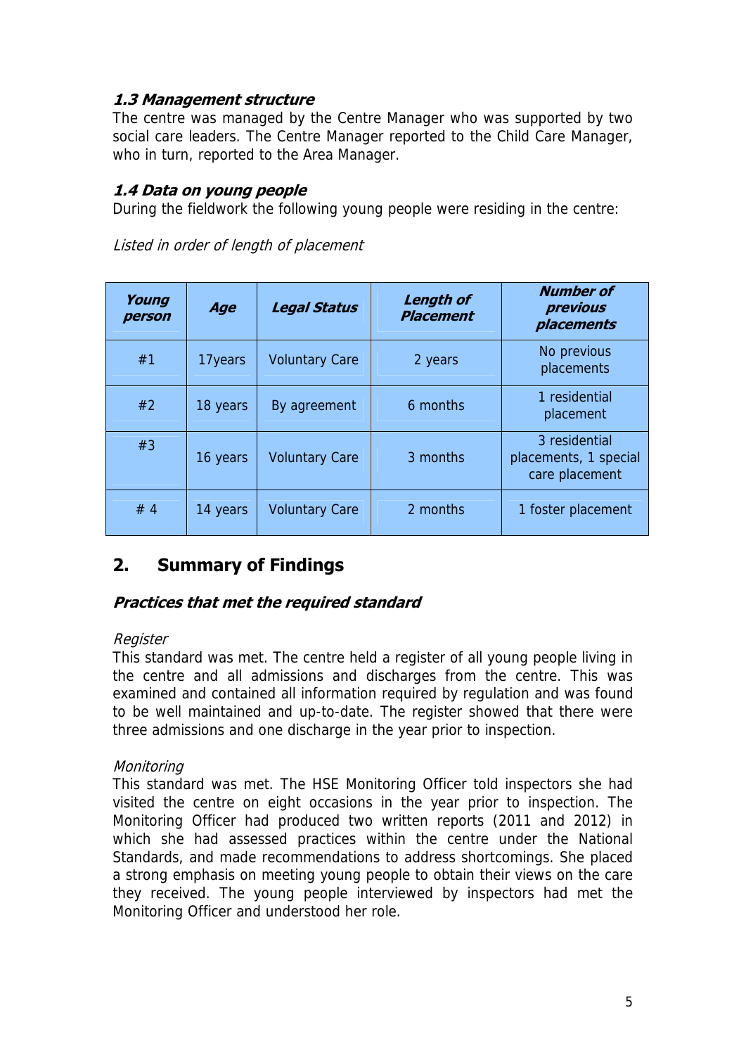### *1.3 Management structure*

The centre was managed by the Centre Manager who was supported by two social care leaders. The Centre Manager reported to the Child Care Manager, who in turn, reported to the Area Manager.

### *1.4 Data on young people*

During the fieldwork the following young people were residing in the centre:

*Listed in order of length of placement*

| Young person | Age | Legal Status | Length of Placement | Number of previous placements |
|---|---|---|---|---|
| #1 | 17years | Voluntary Care | 2 years | No previous placements |
| #2 | 18 years | By agreement | 6 months | 1 residential placement |
| #3 | 16 years | Voluntary Care | 3 months | 3 residential placements, 1 special care placement |
| # 4 | 14 years | Voluntary Care | 2 months | 1 foster placement |

## 2. Summary of Findings

### *Practices that met the required standard*

*Register*

This standard was met. The centre held a register of all young people living in the centre and all admissions and discharges from the centre. This was examined and contained all information required by regulation and was found to be well maintained and up-to-date. The register showed that there were three admissions and one discharge in the year prior to inspection.

*Monitoring*

This standard was met. The HSE Monitoring Officer told inspectors she had visited the centre on eight occasions in the year prior to inspection. The Monitoring Officer had produced two written reports (2011 and 2012) in which she had assessed practices within the centre under the National Standards, and made recommendations to address shortcomings. She placed a strong emphasis on meeting young people to obtain their views on the care they received. The young people interviewed by inspectors had met the Monitoring Officer and understood her role.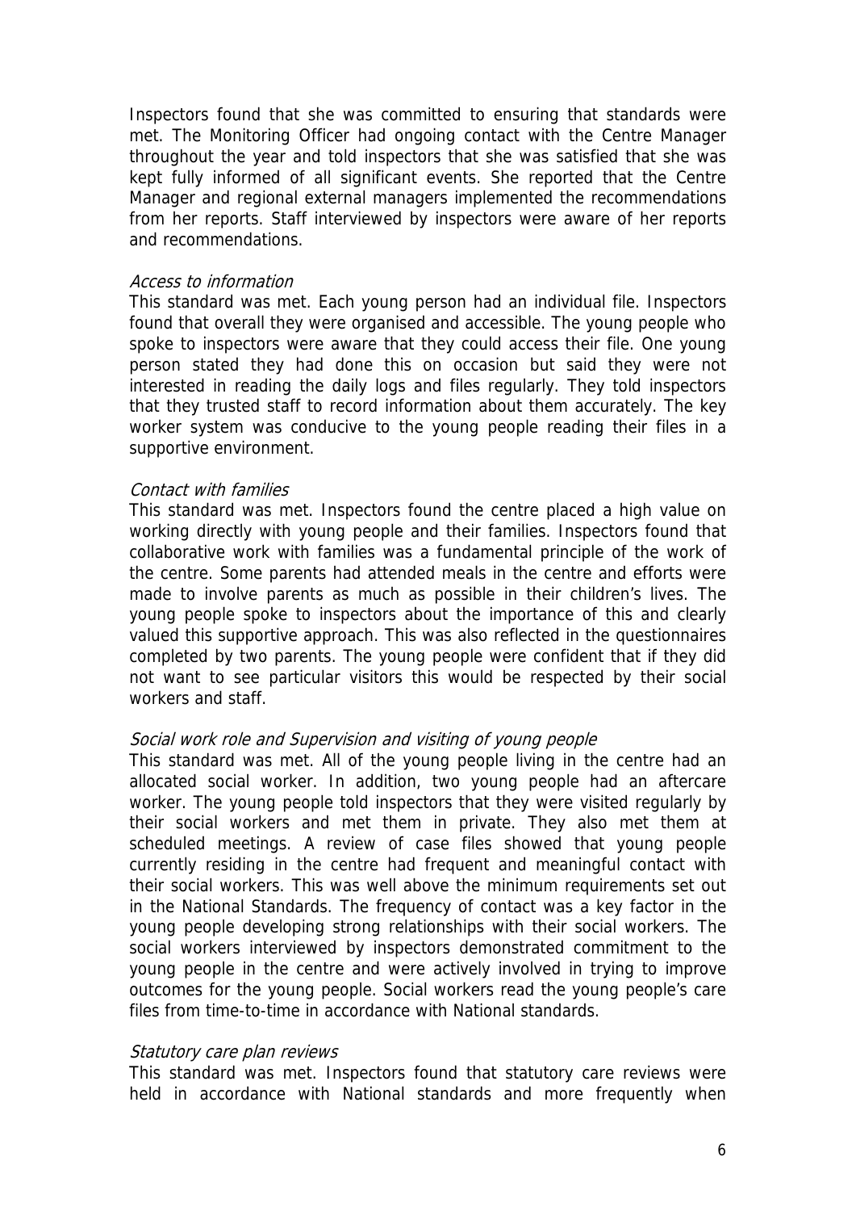Inspectors found that she was committed to ensuring that standards were met. The Monitoring Officer had ongoing contact with the Centre Manager throughout the year and told inspectors that she was satisfied that she was kept fully informed of all significant events. She reported that the Centre Manager and regional external managers implemented the recommendations from her reports. Staff interviewed by inspectors were aware of her reports and recommendations.

*Access to information*

This standard was met. Each young person had an individual file. Inspectors found that overall they were organised and accessible. The young people who spoke to inspectors were aware that they could access their file. One young person stated they had done this on occasion but said they were not interested in reading the daily logs and files regularly. They told inspectors that they trusted staff to record information about them accurately. The key worker system was conducive to the young people reading their files in a supportive environment.

*Contact with families*

This standard was met. Inspectors found the centre placed a high value on working directly with young people and their families. Inspectors found that collaborative work with families was a fundamental principle of the work of the centre. Some parents had attended meals in the centre and efforts were made to involve parents as much as possible in their children's lives. The young people spoke to inspectors about the importance of this and clearly valued this supportive approach. This was also reflected in the questionnaires completed by two parents. The young people were confident that if they did not want to see particular visitors this would be respected by their social workers and staff.

*Social work role and Supervision and visiting of young people*

This standard was met. All of the young people living in the centre had an allocated social worker. In addition, two young people had an aftercare worker. The young people told inspectors that they were visited regularly by their social workers and met them in private. They also met them at scheduled meetings. A review of case files showed that young people currently residing in the centre had frequent and meaningful contact with their social workers. This was well above the minimum requirements set out in the National Standards. The frequency of contact was a key factor in the young people developing strong relationships with their social workers. The social workers interviewed by inspectors demonstrated commitment to the young people in the centre and were actively involved in trying to improve outcomes for the young people. Social workers read the young people's care files from time-to-time in accordance with National standards.

*Statutory care plan reviews*

This standard was met. Inspectors found that statutory care reviews were held in accordance with National standards and more frequently when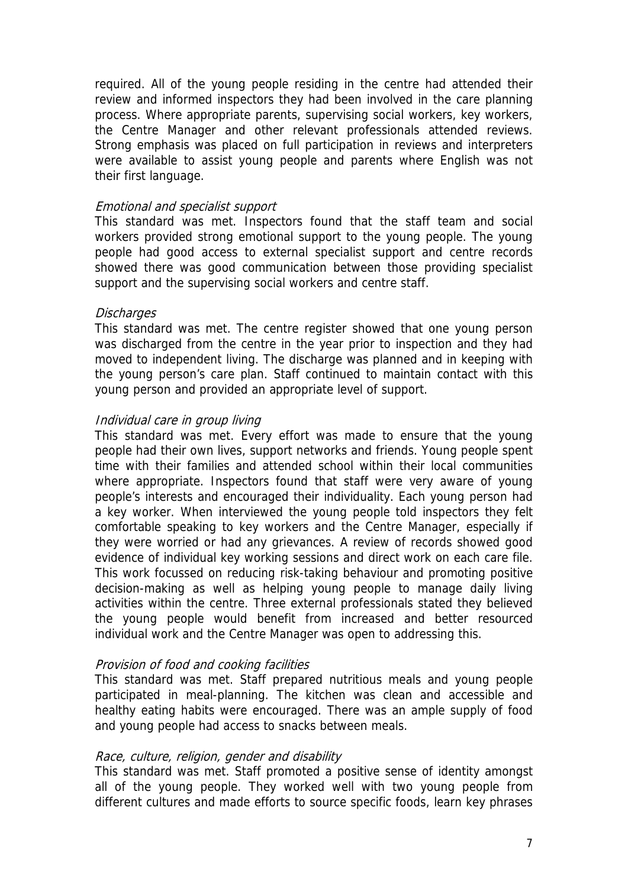required. All of the young people residing in the centre had attended their review and informed inspectors they had been involved in the care planning process. Where appropriate parents, supervising social workers, key workers, the Centre Manager and other relevant professionals attended reviews. Strong emphasis was placed on full participation in reviews and interpreters were available to assist young people and parents where English was not their first language.

*Emotional and specialist support*

This standard was met. Inspectors found that the staff team and social workers provided strong emotional support to the young people. The young people had good access to external specialist support and centre records showed there was good communication between those providing specialist support and the supervising social workers and centre staff.

*Discharges*

This standard was met. The centre register showed that one young person was discharged from the centre in the year prior to inspection and they had moved to independent living. The discharge was planned and in keeping with the young person's care plan. Staff continued to maintain contact with this young person and provided an appropriate level of support.

*Individual care in group living*

This standard was met. Every effort was made to ensure that the young people had their own lives, support networks and friends. Young people spent time with their families and attended school within their local communities where appropriate. Inspectors found that staff were very aware of young people's interests and encouraged their individuality. Each young person had a key worker. When interviewed the young people told inspectors they felt comfortable speaking to key workers and the Centre Manager, especially if they were worried or had any grievances. A review of records showed good evidence of individual key working sessions and direct work on each care file. This work focussed on reducing risk-taking behaviour and promoting positive decision-making as well as helping young people to manage daily living activities within the centre. Three external professionals stated they believed the young people would benefit from increased and better resourced individual work and the Centre Manager was open to addressing this.

*Provision of food and cooking facilities*

This standard was met. Staff prepared nutritious meals and young people participated in meal-planning. The kitchen was clean and accessible and healthy eating habits were encouraged. There was an ample supply of food and young people had access to snacks between meals.

*Race, culture, religion, gender and disability*

This standard was met. Staff promoted a positive sense of identity amongst all of the young people. They worked well with two young people from different cultures and made efforts to source specific foods, learn key phrases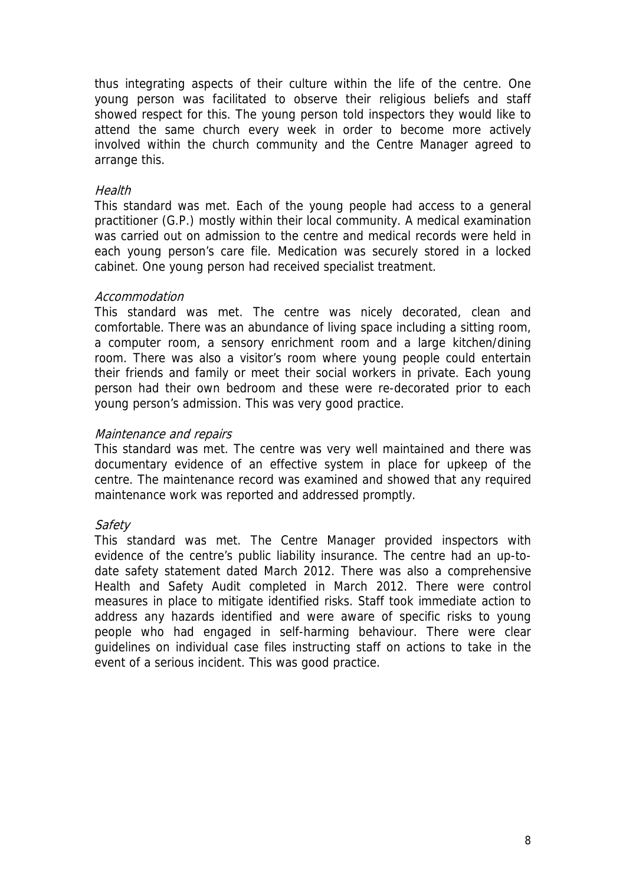thus integrating aspects of their culture within the life of the centre. One young person was facilitated to observe their religious beliefs and staff showed respect for this. The young person told inspectors they would like to attend the same church every week in order to become more actively involved within the church community and the Centre Manager agreed to arrange this.

*Health*

This standard was met. Each of the young people had access to a general practitioner (G.P.) mostly within their local community. A medical examination was carried out on admission to the centre and medical records were held in each young person's care file. Medication was securely stored in a locked cabinet. One young person had received specialist treatment.

*Accommodation*

This standard was met. The centre was nicely decorated, clean and comfortable. There was an abundance of living space including a sitting room, a computer room, a sensory enrichment room and a large kitchen/dining room. There was also a visitor's room where young people could entertain their friends and family or meet their social workers in private. Each young person had their own bedroom and these were re-decorated prior to each young person's admission. This was very good practice.

*Maintenance and repairs*

This standard was met. The centre was very well maintained and there was documentary evidence of an effective system in place for upkeep of the centre. The maintenance record was examined and showed that any required maintenance work was reported and addressed promptly.

*Safety*

This standard was met. The Centre Manager provided inspectors with evidence of the centre's public liability insurance. The centre had an up-to-date safety statement dated March 2012. There was also a comprehensive Health and Safety Audit completed in March 2012. There were control measures in place to mitigate identified risks. Staff took immediate action to address any hazards identified and were aware of specific risks to young people who had engaged in self-harming behaviour. There were clear guidelines on individual case files instructing staff on actions to take in the event of a serious incident. This was good practice.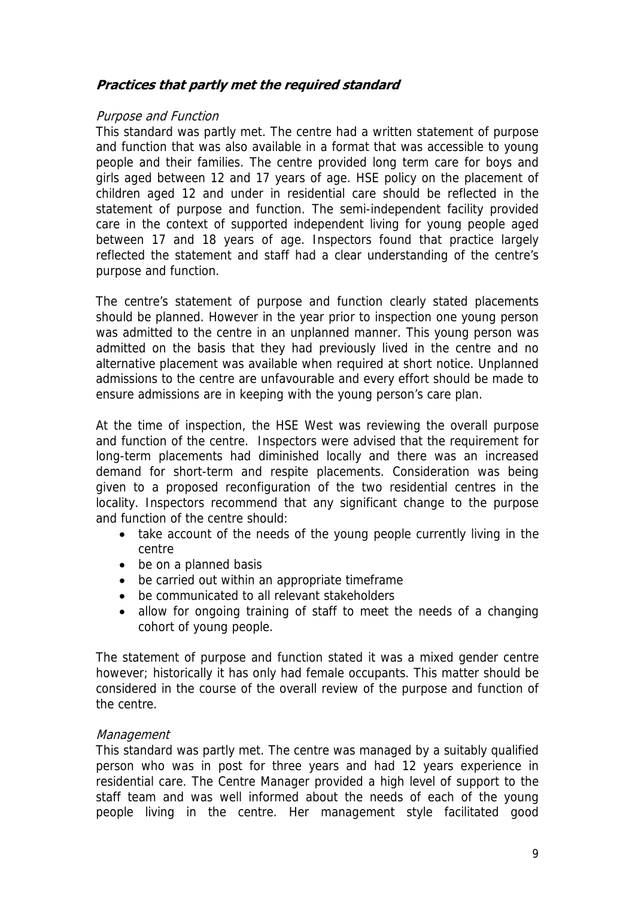## ***Practices that partly met the required standard***

*Purpose and Function*

This standard was partly met. The centre had a written statement of purpose and function that was also available in a format that was accessible to young people and their families. The centre provided long term care for boys and girls aged between 12 and 17 years of age. HSE policy on the placement of children aged 12 and under in residential care should be reflected in the statement of purpose and function. The semi-independent facility provided care in the context of supported independent living for young people aged between 17 and 18 years of age. Inspectors found that practice largely reflected the statement and staff had a clear understanding of the centre's purpose and function.

The centre's statement of purpose and function clearly stated placements should be planned. However in the year prior to inspection one young person was admitted to the centre in an unplanned manner. This young person was admitted on the basis that they had previously lived in the centre and no alternative placement was available when required at short notice. Unplanned admissions to the centre are unfavourable and every effort should be made to ensure admissions are in keeping with the young person's care plan.

At the time of inspection, the HSE West was reviewing the overall purpose and function of the centre. Inspectors were advised that the requirement for long-term placements had diminished locally and there was an increased demand for short-term and respite placements. Consideration was being given to a proposed reconfiguration of the two residential centres in the locality. Inspectors recommend that any significant change to the purpose and function of the centre should:

- take account of the needs of the young people currently living in the centre
- be on a planned basis
- be carried out within an appropriate timeframe
- be communicated to all relevant stakeholders
- allow for ongoing training of staff to meet the needs of a changing cohort of young people.

The statement of purpose and function stated it was a mixed gender centre however; historically it has only had female occupants. This matter should be considered in the course of the overall review of the purpose and function of the centre.

*Management*

This standard was partly met. The centre was managed by a suitably qualified person who was in post for three years and had 12 years experience in residential care. The Centre Manager provided a high level of support to the staff team and was well informed about the needs of each of the young people living in the centre. Her management style facilitated good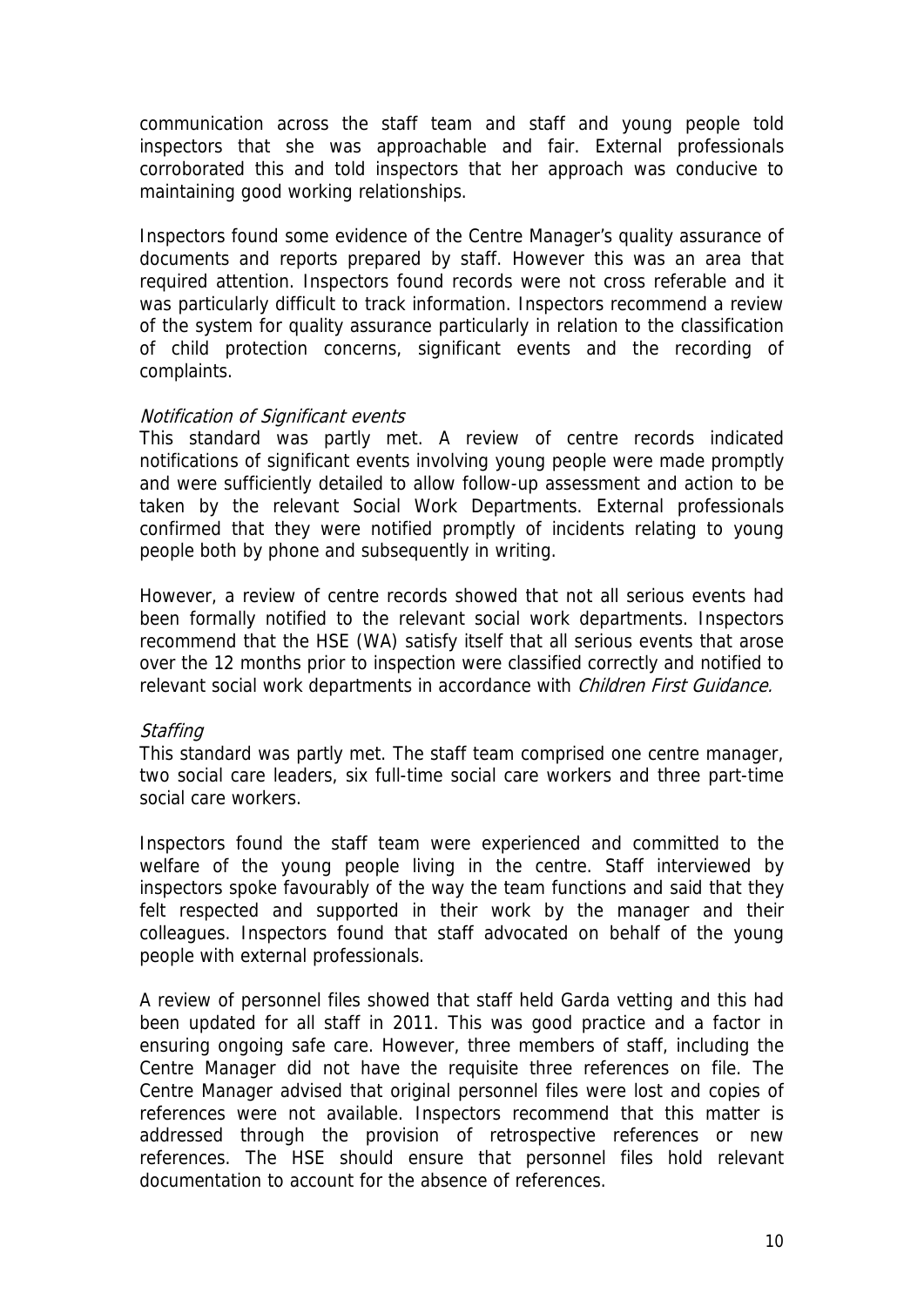communication across the staff team and staff and young people told inspectors that she was approachable and fair. External professionals corroborated this and told inspectors that her approach was conducive to maintaining good working relationships.

Inspectors found some evidence of the Centre Manager's quality assurance of documents and reports prepared by staff. However this was an area that required attention. Inspectors found records were not cross referable and it was particularly difficult to track information. Inspectors recommend a review of the system for quality assurance particularly in relation to the classification of child protection concerns, significant events and the recording of complaints.

*Notification of Significant events*

This standard was partly met. A review of centre records indicated notifications of significant events involving young people were made promptly and were sufficiently detailed to allow follow-up assessment and action to be taken by the relevant Social Work Departments. External professionals confirmed that they were notified promptly of incidents relating to young people both by phone and subsequently in writing.

However, a review of centre records showed that not all serious events had been formally notified to the relevant social work departments. Inspectors recommend that the HSE (WA) satisfy itself that all serious events that arose over the 12 months prior to inspection were classified correctly and notified to relevant social work departments in accordance with *Children First Guidance.*

*Staffing*

This standard was partly met. The staff team comprised one centre manager, two social care leaders, six full-time social care workers and three part-time social care workers.

Inspectors found the staff team were experienced and committed to the welfare of the young people living in the centre. Staff interviewed by inspectors spoke favourably of the way the team functions and said that they felt respected and supported in their work by the manager and their colleagues. Inspectors found that staff advocated on behalf of the young people with external professionals.

A review of personnel files showed that staff held Garda vetting and this had been updated for all staff in 2011. This was good practice and a factor in ensuring ongoing safe care. However, three members of staff, including the Centre Manager did not have the requisite three references on file. The Centre Manager advised that original personnel files were lost and copies of references were not available. Inspectors recommend that this matter is addressed through the provision of retrospective references or new references. The HSE should ensure that personnel files hold relevant documentation to account for the absence of references.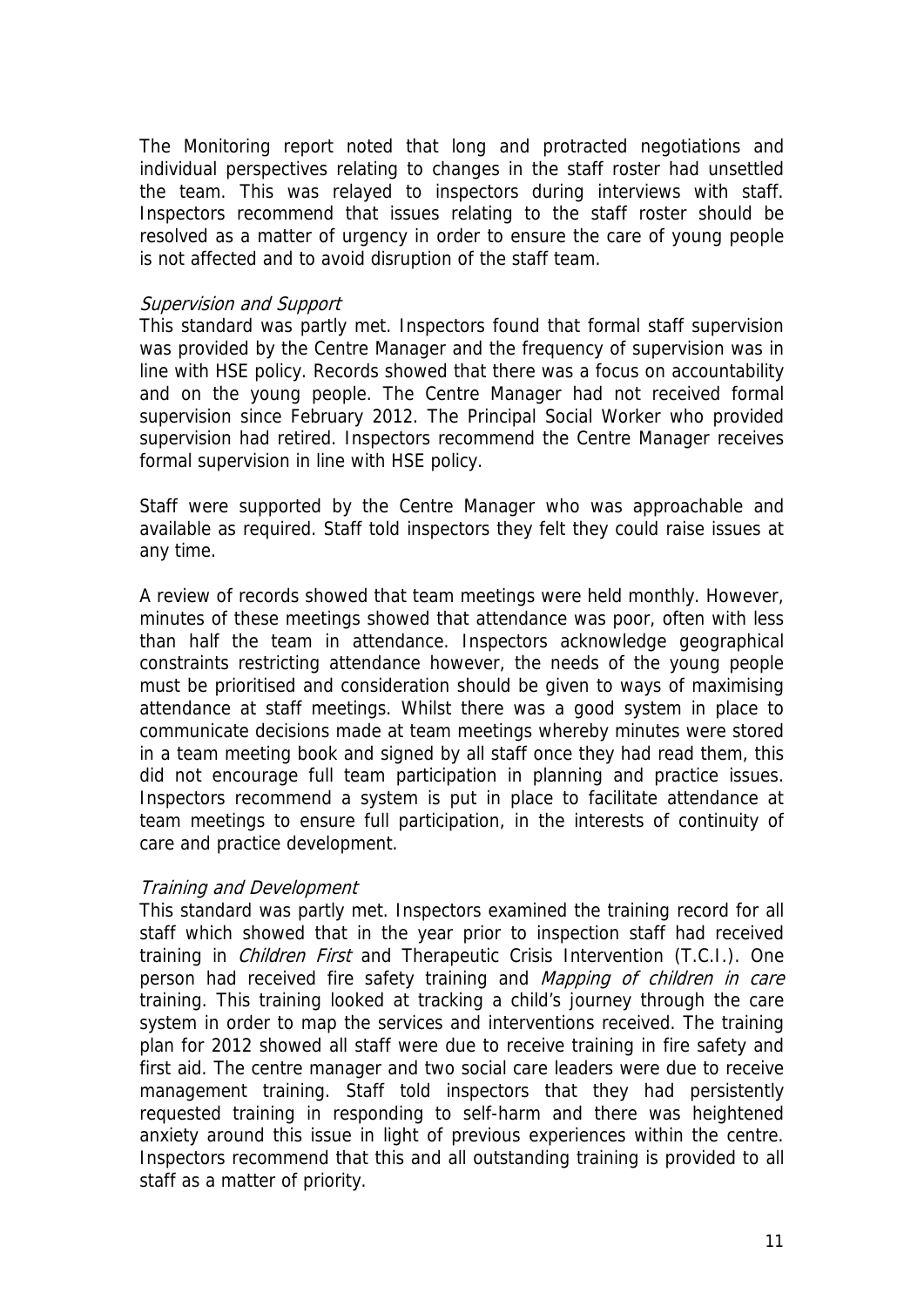The Monitoring report noted that long and protracted negotiations and individual perspectives relating to changes in the staff roster had unsettled the team. This was relayed to inspectors during interviews with staff. Inspectors recommend that issues relating to the staff roster should be resolved as a matter of urgency in order to ensure the care of young people is not affected and to avoid disruption of the staff team.

*Supervision and Support*

This standard was partly met. Inspectors found that formal staff supervision was provided by the Centre Manager and the frequency of supervision was in line with HSE policy. Records showed that there was a focus on accountability and on the young people. The Centre Manager had not received formal supervision since February 2012. The Principal Social Worker who provided supervision had retired. Inspectors recommend the Centre Manager receives formal supervision in line with HSE policy.

Staff were supported by the Centre Manager who was approachable and available as required. Staff told inspectors they felt they could raise issues at any time.

A review of records showed that team meetings were held monthly. However, minutes of these meetings showed that attendance was poor, often with less than half the team in attendance. Inspectors acknowledge geographical constraints restricting attendance however, the needs of the young people must be prioritised and consideration should be given to ways of maximising attendance at staff meetings. Whilst there was a good system in place to communicate decisions made at team meetings whereby minutes were stored in a team meeting book and signed by all staff once they had read them, this did not encourage full team participation in planning and practice issues. Inspectors recommend a system is put in place to facilitate attendance at team meetings to ensure full participation, in the interests of continuity of care and practice development.

*Training and Development*

This standard was partly met. Inspectors examined the training record for all staff which showed that in the year prior to inspection staff had received training in *Children First* and Therapeutic Crisis Intervention (T.C.I.). One person had received fire safety training and *Mapping of children in care* training. This training looked at tracking a child's journey through the care system in order to map the services and interventions received. The training plan for 2012 showed all staff were due to receive training in fire safety and first aid. The centre manager and two social care leaders were due to receive management training. Staff told inspectors that they had persistently requested training in responding to self-harm and there was heightened anxiety around this issue in light of previous experiences within the centre. Inspectors recommend that this and all outstanding training is provided to all staff as a matter of priority.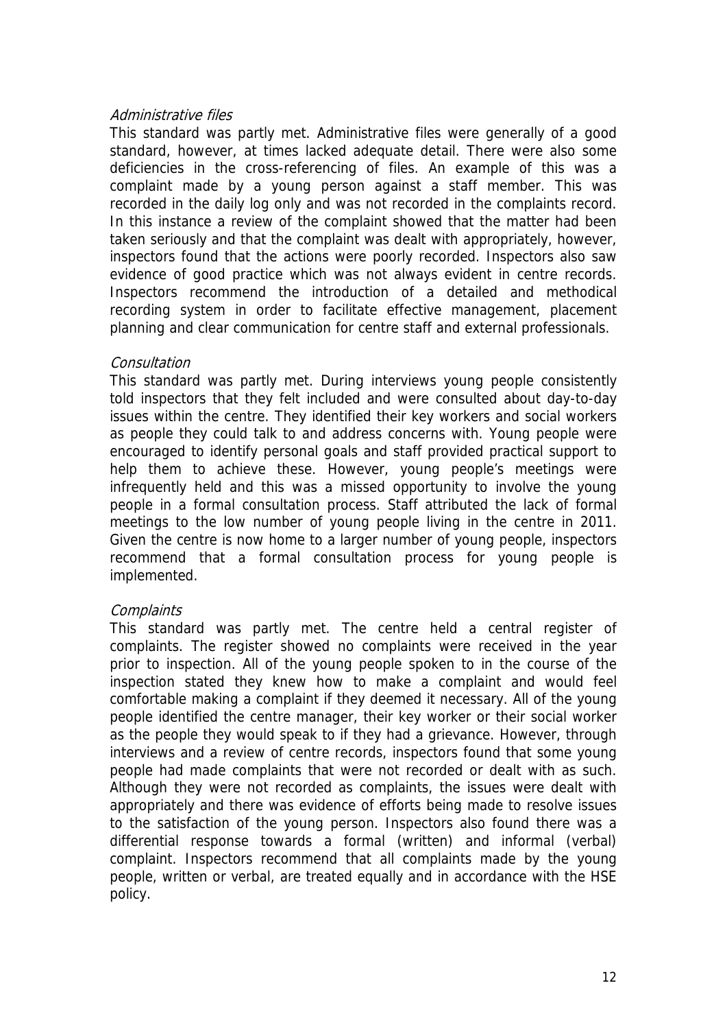*Administrative files*

This standard was partly met. Administrative files were generally of a good standard, however, at times lacked adequate detail. There were also some deficiencies in the cross-referencing of files. An example of this was a complaint made by a young person against a staff member. This was recorded in the daily log only and was not recorded in the complaints record. In this instance a review of the complaint showed that the matter had been taken seriously and that the complaint was dealt with appropriately, however, inspectors found that the actions were poorly recorded. Inspectors also saw evidence of good practice which was not always evident in centre records. Inspectors recommend the introduction of a detailed and methodical recording system in order to facilitate effective management, placement planning and clear communication for centre staff and external professionals.

*Consultation*

This standard was partly met. During interviews young people consistently told inspectors that they felt included and were consulted about day-to-day issues within the centre. They identified their key workers and social workers as people they could talk to and address concerns with. Young people were encouraged to identify personal goals and staff provided practical support to help them to achieve these. However, young people's meetings were infrequently held and this was a missed opportunity to involve the young people in a formal consultation process. Staff attributed the lack of formal meetings to the low number of young people living in the centre in 2011. Given the centre is now home to a larger number of young people, inspectors recommend that a formal consultation process for young people is implemented.

*Complaints*

This standard was partly met. The centre held a central register of complaints. The register showed no complaints were received in the year prior to inspection. All of the young people spoken to in the course of the inspection stated they knew how to make a complaint and would feel comfortable making a complaint if they deemed it necessary. All of the young people identified the centre manager, their key worker or their social worker as the people they would speak to if they had a grievance. However, through interviews and a review of centre records, inspectors found that some young people had made complaints that were not recorded or dealt with as such. Although they were not recorded as complaints, the issues were dealt with appropriately and there was evidence of efforts being made to resolve issues to the satisfaction of the young person. Inspectors also found there was a differential response towards a formal (written) and informal (verbal) complaint. Inspectors recommend that all complaints made by the young people, written or verbal, are treated equally and in accordance with the HSE policy.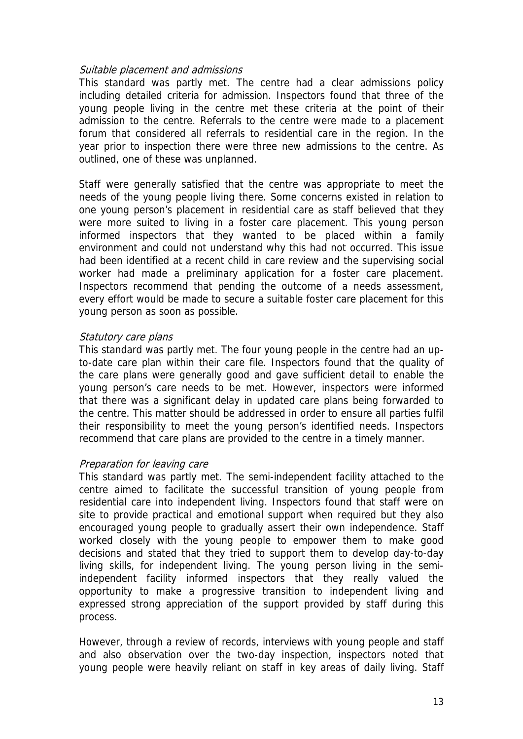*Suitable placement and admissions*

This standard was partly met. The centre had a clear admissions policy including detailed criteria for admission. Inspectors found that three of the young people living in the centre met these criteria at the point of their admission to the centre. Referrals to the centre were made to a placement forum that considered all referrals to residential care in the region. In the year prior to inspection there were three new admissions to the centre. As outlined, one of these was unplanned.

Staff were generally satisfied that the centre was appropriate to meet the needs of the young people living there. Some concerns existed in relation to one young person's placement in residential care as staff believed that they were more suited to living in a foster care placement. This young person informed inspectors that they wanted to be placed within a family environment and could not understand why this had not occurred. This issue had been identified at a recent child in care review and the supervising social worker had made a preliminary application for a foster care placement. Inspectors recommend that pending the outcome of a needs assessment, every effort would be made to secure a suitable foster care placement for this young person as soon as possible.

*Statutory care plans*

This standard was partly met. The four young people in the centre had an up-to-date care plan within their care file. Inspectors found that the quality of the care plans were generally good and gave sufficient detail to enable the young person's care needs to be met. However, inspectors were informed that there was a significant delay in updated care plans being forwarded to the centre. This matter should be addressed in order to ensure all parties fulfil their responsibility to meet the young person's identified needs. Inspectors recommend that care plans are provided to the centre in a timely manner.

*Preparation for leaving care*

This standard was partly met. The semi-independent facility attached to the centre aimed to facilitate the successful transition of young people from residential care into independent living. Inspectors found that staff were on site to provide practical and emotional support when required but they also encouraged young people to gradually assert their own independence. Staff worked closely with the young people to empower them to make good decisions and stated that they tried to support them to develop day-to-day living skills, for independent living. The young person living in the semi-independent facility informed inspectors that they really valued the opportunity to make a progressive transition to independent living and expressed strong appreciation of the support provided by staff during this process.

However, through a review of records, interviews with young people and staff and also observation over the two-day inspection, inspectors noted that young people were heavily reliant on staff in key areas of daily living. Staff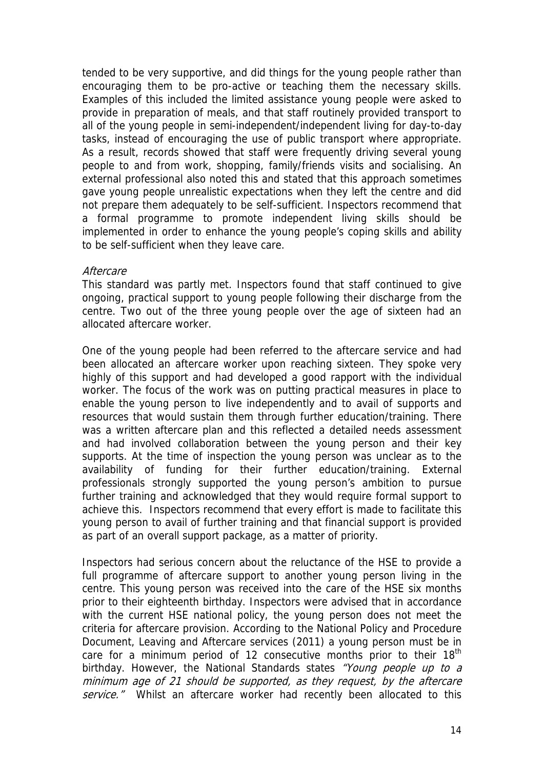tended to be very supportive, and did things for the young people rather than encouraging them to be pro-active or teaching them the necessary skills. Examples of this included the limited assistance young people were asked to provide in preparation of meals, and that staff routinely provided transport to all of the young people in semi-independent/independent living for day-to-day tasks, instead of encouraging the use of public transport where appropriate. As a result, records showed that staff were frequently driving several young people to and from work, shopping, family/friends visits and socialising. An external professional also noted this and stated that this approach sometimes gave young people unrealistic expectations when they left the centre and did not prepare them adequately to be self-sufficient. Inspectors recommend that a formal programme to promote independent living skills should be implemented in order to enhance the young people's coping skills and ability to be self-sufficient when they leave care.

*Aftercare*

This standard was partly met. Inspectors found that staff continued to give ongoing, practical support to young people following their discharge from the centre. Two out of the three young people over the age of sixteen had an allocated aftercare worker.

One of the young people had been referred to the aftercare service and had been allocated an aftercare worker upon reaching sixteen. They spoke very highly of this support and had developed a good rapport with the individual worker. The focus of the work was on putting practical measures in place to enable the young person to live independently and to avail of supports and resources that would sustain them through further education/training. There was a written aftercare plan and this reflected a detailed needs assessment and had involved collaboration between the young person and their key supports. At the time of inspection the young person was unclear as to the availability of funding for their further education/training. External professionals strongly supported the young person's ambition to pursue further training and acknowledged that they would require formal support to achieve this. Inspectors recommend that every effort is made to facilitate this young person to avail of further training and that financial support is provided as part of an overall support package, as a matter of priority.

Inspectors had serious concern about the reluctance of the HSE to provide a full programme of aftercare support to another young person living in the centre. This young person was received into the care of the HSE six months prior to their eighteenth birthday. Inspectors were advised that in accordance with the current HSE national policy, the young person does not meet the criteria for aftercare provision. According to the National Policy and Procedure Document, Leaving and Aftercare services (2011) a young person must be in care for a minimum period of 12 consecutive months prior to their 18th birthday. However, the National Standards states *"Young people up to a minimum age of 21 should be supported, as they request, by the aftercare service."* Whilst an aftercare worker had recently been allocated to this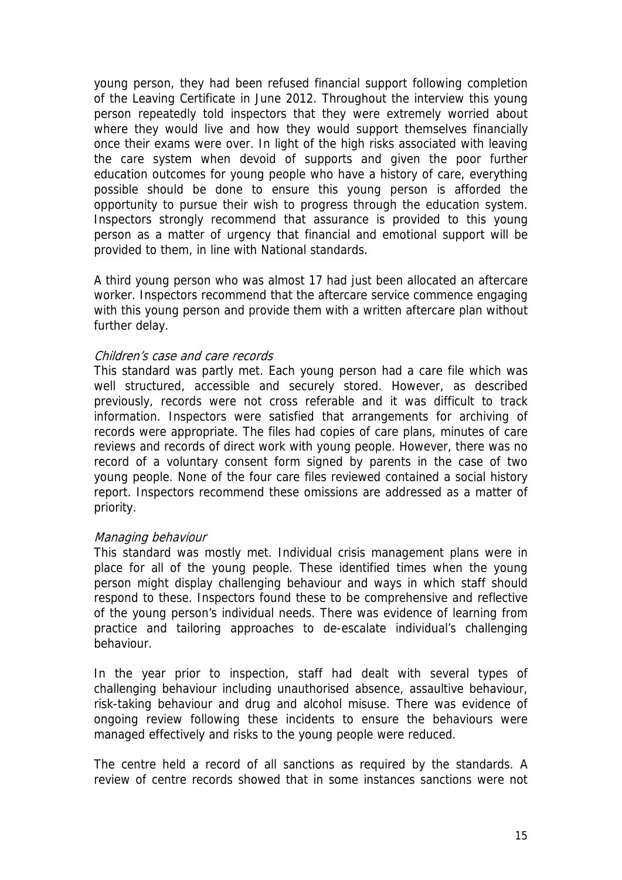young person, they had been refused financial support following completion of the Leaving Certificate in June 2012. Throughout the interview this young person repeatedly told inspectors that they were extremely worried about where they would live and how they would support themselves financially once their exams were over. In light of the high risks associated with leaving the care system when devoid of supports and given the poor further education outcomes for young people who have a history of care, everything possible should be done to ensure this young person is afforded the opportunity to pursue their wish to progress through the education system. Inspectors strongly recommend that assurance is provided to this young person as a matter of urgency that financial and emotional support will be provided to them, in line with National standards.

A third young person who was almost 17 had just been allocated an aftercare worker. Inspectors recommend that the aftercare service commence engaging with this young person and provide them with a written aftercare plan without further delay.

*Children's case and care records*

This standard was partly met. Each young person had a care file which was well structured, accessible and securely stored. However, as described previously, records were not cross referable and it was difficult to track information. Inspectors were satisfied that arrangements for archiving of records were appropriate. The files had copies of care plans, minutes of care reviews and records of direct work with young people. However, there was no record of a voluntary consent form signed by parents in the case of two young people. None of the four care files reviewed contained a social history report. Inspectors recommend these omissions are addressed as a matter of priority.

*Managing behaviour*

This standard was mostly met. Individual crisis management plans were in place for all of the young people. These identified times when the young person might display challenging behaviour and ways in which staff should respond to these. Inspectors found these to be comprehensive and reflective of the young person's individual needs. There was evidence of learning from practice and tailoring approaches to de-escalate individual's challenging behaviour.

In the year prior to inspection, staff had dealt with several types of challenging behaviour including unauthorised absence, assaultive behaviour, risk-taking behaviour and drug and alcohol misuse. There was evidence of ongoing review following these incidents to ensure the behaviours were managed effectively and risks to the young people were reduced.

The centre held a record of all sanctions as required by the standards. A review of centre records showed that in some instances sanctions were not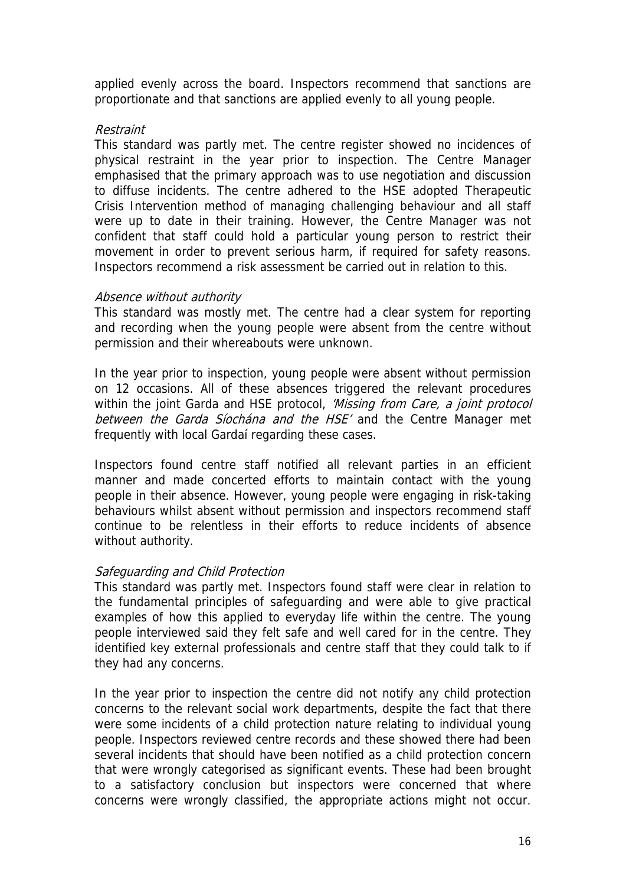applied evenly across the board. Inspectors recommend that sanctions are proportionate and that sanctions are applied evenly to all young people.

*Restraint*

This standard was partly met. The centre register showed no incidences of physical restraint in the year prior to inspection. The Centre Manager emphasised that the primary approach was to use negotiation and discussion to diffuse incidents. The centre adhered to the HSE adopted Therapeutic Crisis Intervention method of managing challenging behaviour and all staff were up to date in their training. However, the Centre Manager was not confident that staff could hold a particular young person to restrict their movement in order to prevent serious harm, if required for safety reasons. Inspectors recommend a risk assessment be carried out in relation to this.

*Absence without authority*

This standard was mostly met. The centre had a clear system for reporting and recording when the young people were absent from the centre without permission and their whereabouts were unknown.

In the year prior to inspection, young people were absent without permission on 12 occasions. All of these absences triggered the relevant procedures within the joint Garda and HSE protocol, *'Missing from Care, a joint protocol between the Garda Síochána and the HSE'* and the Centre Manager met frequently with local Gardaí regarding these cases.

Inspectors found centre staff notified all relevant parties in an efficient manner and made concerted efforts to maintain contact with the young people in their absence. However, young people were engaging in risk-taking behaviours whilst absent without permission and inspectors recommend staff continue to be relentless in their efforts to reduce incidents of absence without authority.

*Safeguarding and Child Protection*

This standard was partly met. Inspectors found staff were clear in relation to the fundamental principles of safeguarding and were able to give practical examples of how this applied to everyday life within the centre. The young people interviewed said they felt safe and well cared for in the centre. They identified key external professionals and centre staff that they could talk to if they had any concerns.

In the year prior to inspection the centre did not notify any child protection concerns to the relevant social work departments, despite the fact that there were some incidents of a child protection nature relating to individual young people. Inspectors reviewed centre records and these showed there had been several incidents that should have been notified as a child protection concern that were wrongly categorised as significant events. These had been brought to a satisfactory conclusion but inspectors were concerned that where concerns were wrongly classified, the appropriate actions might not occur.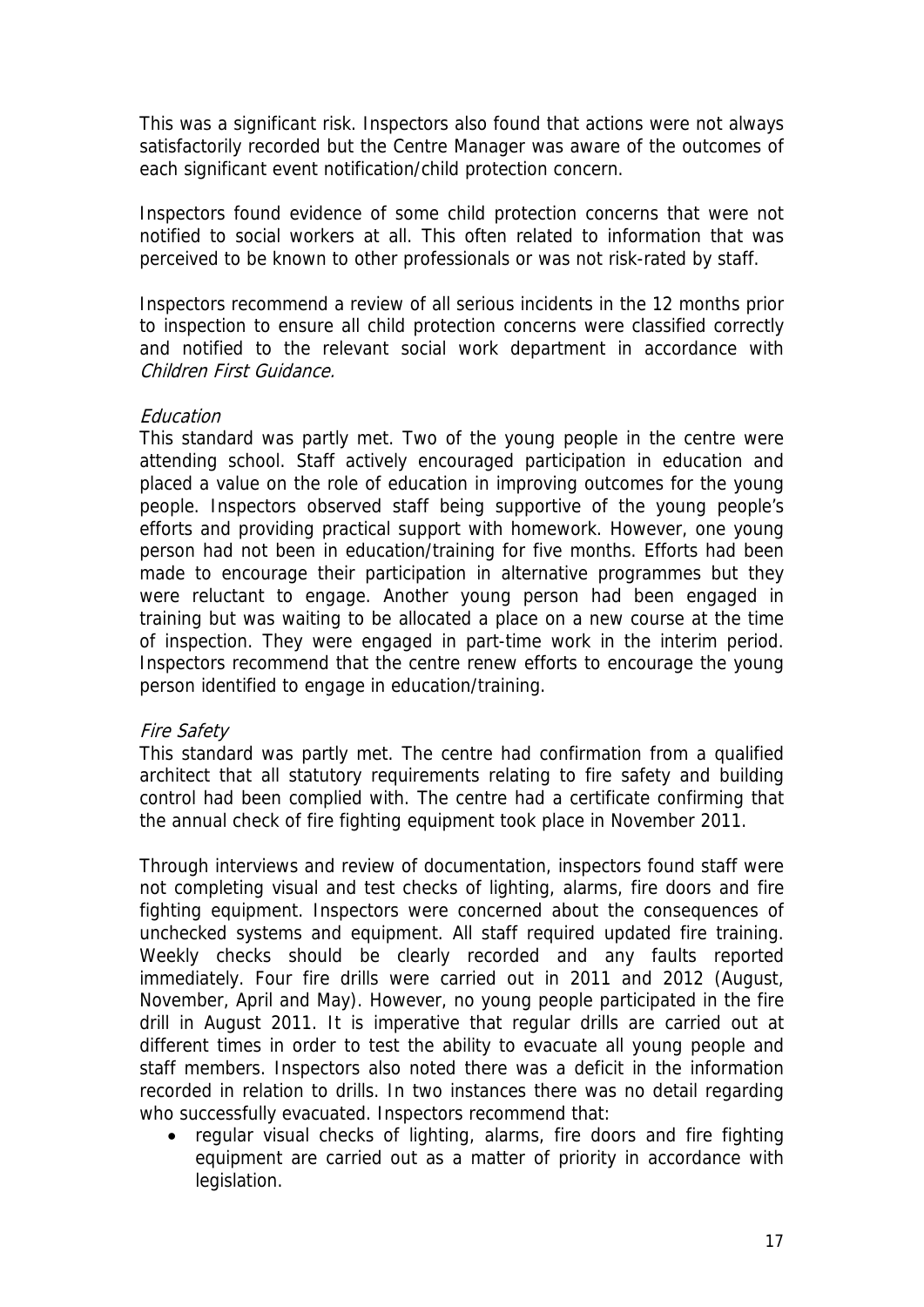This was a significant risk. Inspectors also found that actions were not always satisfactorily recorded but the Centre Manager was aware of the outcomes of each significant event notification/child protection concern.

Inspectors found evidence of some child protection concerns that were not notified to social workers at all. This often related to information that was perceived to be known to other professionals or was not risk-rated by staff.

Inspectors recommend a review of all serious incidents in the 12 months prior to inspection to ensure all child protection concerns were classified correctly and notified to the relevant social work department in accordance with *Children First Guidance.*

*Education*

This standard was partly met. Two of the young people in the centre were attending school. Staff actively encouraged participation in education and placed a value on the role of education in improving outcomes for the young people. Inspectors observed staff being supportive of the young people's efforts and providing practical support with homework. However, one young person had not been in education/training for five months. Efforts had been made to encourage their participation in alternative programmes but they were reluctant to engage. Another young person had been engaged in training but was waiting to be allocated a place on a new course at the time of inspection. They were engaged in part-time work in the interim period. Inspectors recommend that the centre renew efforts to encourage the young person identified to engage in education/training.

*Fire Safety*

This standard was partly met. The centre had confirmation from a qualified architect that all statutory requirements relating to fire safety and building control had been complied with. The centre had a certificate confirming that the annual check of fire fighting equipment took place in November 2011.

Through interviews and review of documentation, inspectors found staff were not completing visual and test checks of lighting, alarms, fire doors and fire fighting equipment. Inspectors were concerned about the consequences of unchecked systems and equipment. All staff required updated fire training. Weekly checks should be clearly recorded and any faults reported immediately. Four fire drills were carried out in 2011 and 2012 (August, November, April and May). However, no young people participated in the fire drill in August 2011. It is imperative that regular drills are carried out at different times in order to test the ability to evacuate all young people and staff members. Inspectors also noted there was a deficit in the information recorded in relation to drills. In two instances there was no detail regarding who successfully evacuated. Inspectors recommend that:

- regular visual checks of lighting, alarms, fire doors and fire fighting equipment are carried out as a matter of priority in accordance with legislation.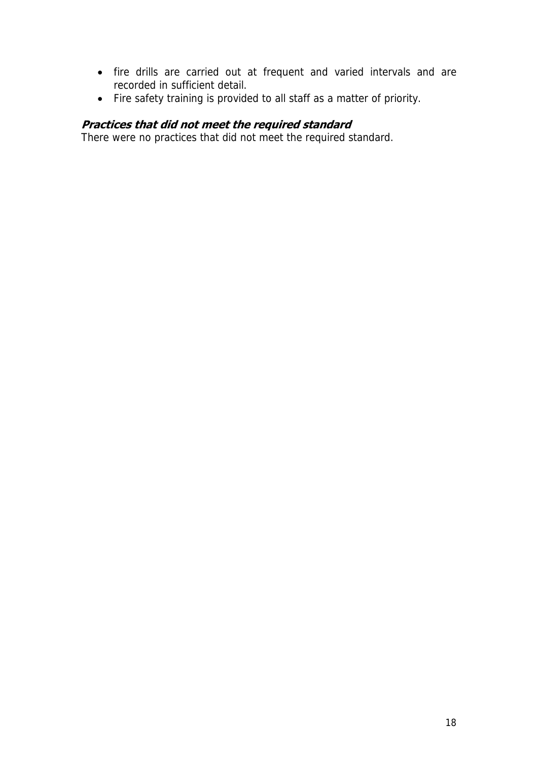- fire drills are carried out at frequent and varied intervals and are recorded in sufficient detail.
- Fire safety training is provided to all staff as a matter of priority.

***Practices that did not meet the required standard***

There were no practices that did not meet the required standard.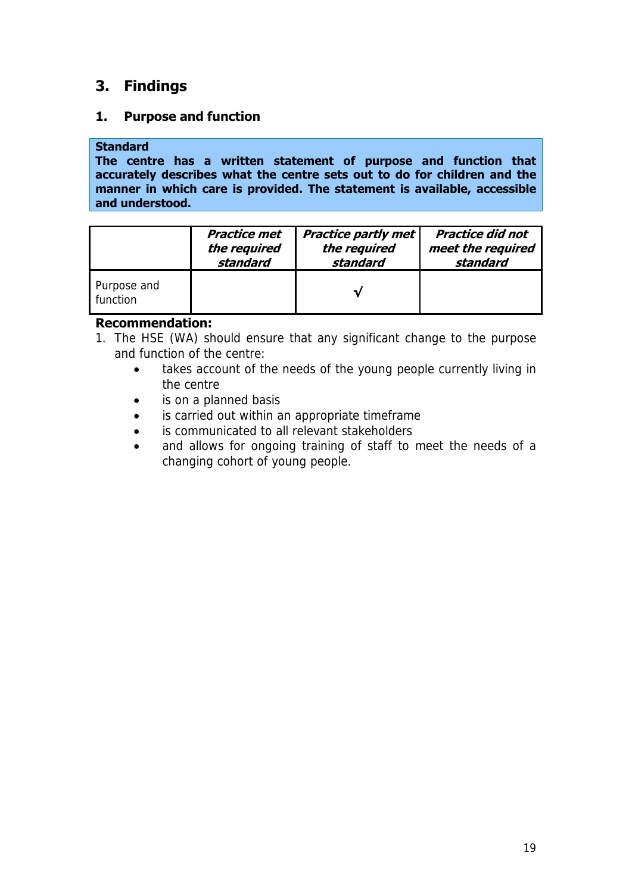## 3. Findings

### 1. Purpose and function

**Standard**
**The centre has a written statement of purpose and function that accurately describes what the centre sets out to do for children and the manner in which care is provided. The statement is available, accessible and understood.**

| | ***Practice met the required standard*** | ***Practice partly met the required standard*** | ***Practice did not meet the required standard*** |
|---|---|---|---|
| Purpose and function | | √ | |

**Recommendation:**

1. The HSE (WA) should ensure that any significant change to the purpose and function of the centre:
    - takes account of the needs of the young people currently living in the centre
    - is on a planned basis
    - is carried out within an appropriate timeframe
    - is communicated to all relevant stakeholders
    - and allows for ongoing training of staff to meet the needs of a changing cohort of young people.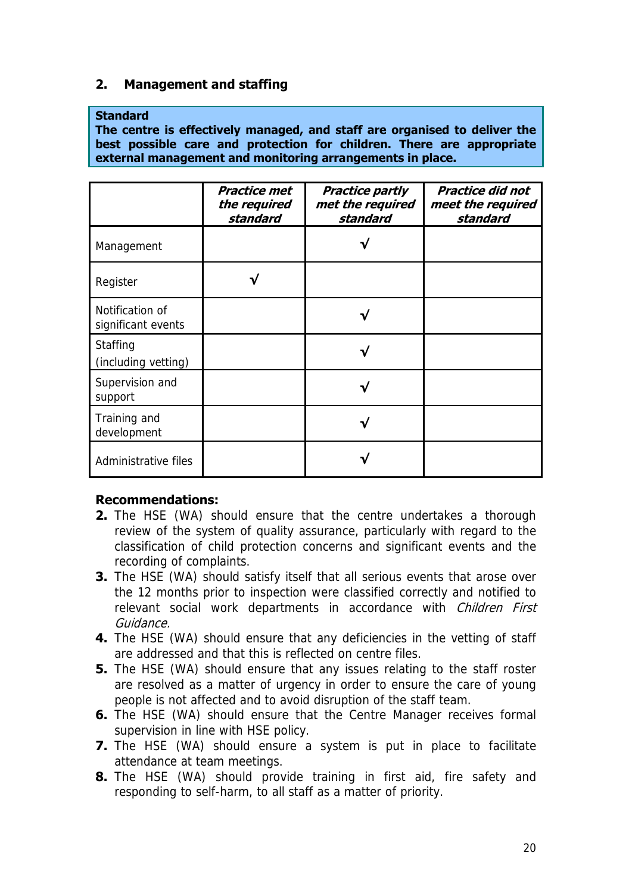## 2. Management and staffing

**Standard**
**The centre is effectively managed, and staff are organised to deliver the best possible care and protection for children. There are appropriate external management and monitoring arrangements in place.**

| | ***Practice met the required standard*** | ***Practice partly met the required standard*** | ***Practice did not meet the required standard*** |
|---|---|---|---|
| Management | | √ | |
| Register | √ | | |
| Notification of significant events | | √ | |
| Staffing (including vetting) | | √ | |
| Supervision and support | | √ | |
| Training and development | | √ | |
| Administrative files | | √ | |

**Recommendations:**

2. The HSE (WA) should ensure that the centre undertakes a thorough review of the system of quality assurance, particularly with regard to the classification of child protection concerns and significant events and the recording of complaints.
3. The HSE (WA) should satisfy itself that all serious events that arose over the 12 months prior to inspection were classified correctly and notified to relevant social work departments in accordance with *Children First Guidance.*
4. The HSE (WA) should ensure that any deficiencies in the vetting of staff are addressed and that this is reflected on centre files.
5. The HSE (WA) should ensure that any issues relating to the staff roster are resolved as a matter of urgency in order to ensure the care of young people is not affected and to avoid disruption of the staff team.
6. The HSE (WA) should ensure that the Centre Manager receives formal supervision in line with HSE policy.
7. The HSE (WA) should ensure a system is put in place to facilitate attendance at team meetings.
8. The HSE (WA) should provide training in first aid, fire safety and responding to self-harm, to all staff as a matter of priority.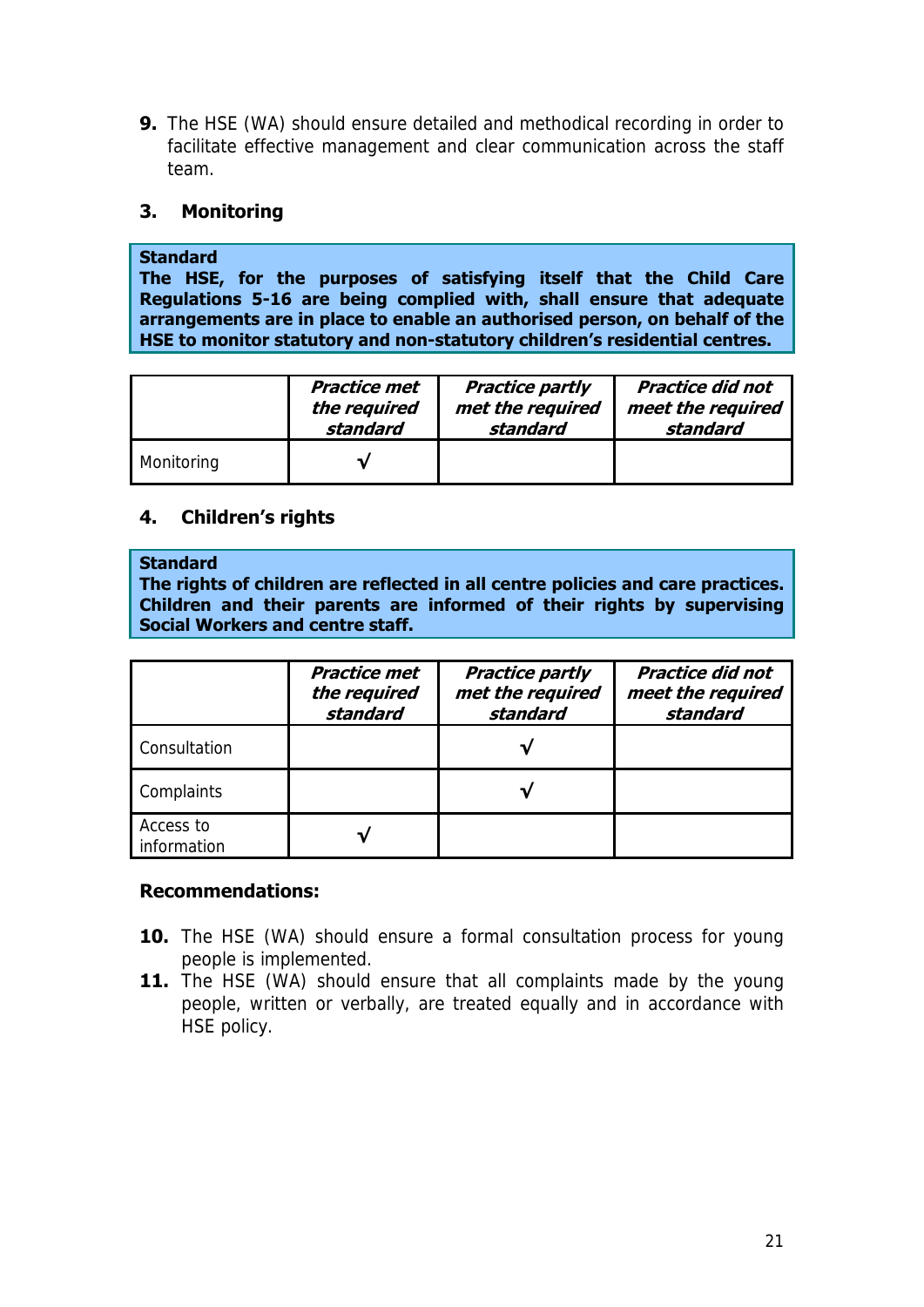9. The HSE (WA) should ensure detailed and methodical recording in order to facilitate effective management and clear communication across the staff team.

## 3. Monitoring

**Standard**
**The HSE, for the purposes of satisfying itself that the Child Care Regulations 5-16 are being complied with, shall ensure that adequate arrangements are in place to enable an authorised person, on behalf of the HSE to monitor statutory and non-statutory children's residential centres.**

| | ***Practice met the required standard*** | ***Practice partly met the required standard*** | ***Practice did not meet the required standard*** |
|---|---|---|---|
| Monitoring | √ | | |

## 4. Children's rights

**Standard**
**The rights of children are reflected in all centre policies and care practices. Children and their parents are informed of their rights by supervising Social Workers and centre staff.**

| | ***Practice met the required standard*** | ***Practice partly met the required standard*** | ***Practice did not meet the required standard*** |
|---|---|---|---|
| Consultation | | √ | |
| Complaints | | √ | |
| Access to information | √ | | |

**Recommendations:**

10. The HSE (WA) should ensure a formal consultation process for young people is implemented.
11. The HSE (WA) should ensure that all complaints made by the young people, written or verbally, are treated equally and in accordance with HSE policy.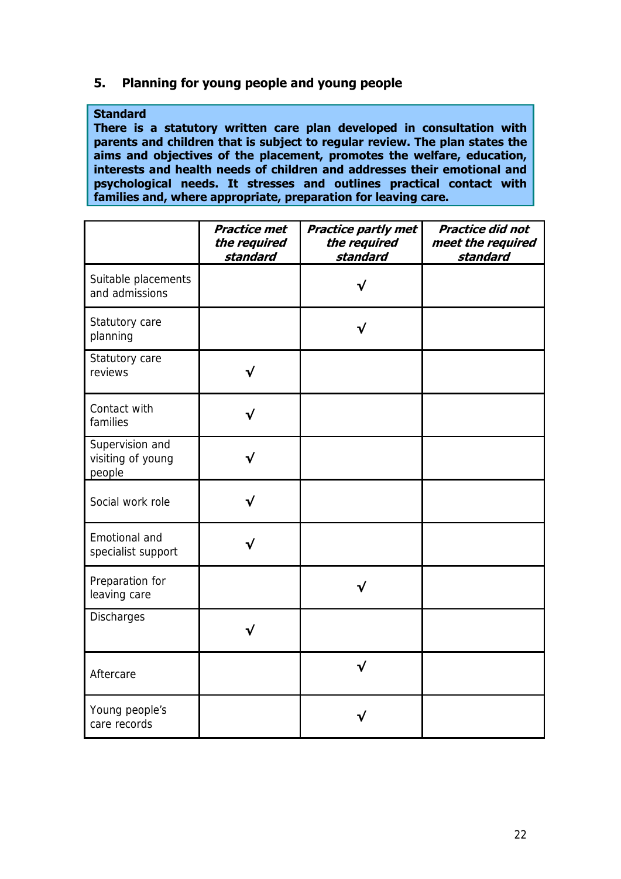## 5. Planning for young people and young people

**Standard**
**There is a statutory written care plan developed in consultation with parents and children that is subject to regular review. The plan states the aims and objectives of the placement, promotes the welfare, education, interests and health needs of children and addresses their emotional and psychological needs. It stresses and outlines practical contact with families and, where appropriate, preparation for leaving care.**

| | ***Practice met the required standard*** | ***Practice partly met the required standard*** | ***Practice did not meet the required standard*** |
|---|---|---|---|
| Suitable placements and admissions | | √ | |
| Statutory care planning | | √ | |
| Statutory care reviews | √ | | |
| Contact with families | √ | | |
| Supervision and visiting of young people | √ | | |
| Social work role | √ | | |
| Emotional and specialist support | √ | | |
| Preparation for leaving care | | √ | |
| Discharges | √ | | |
| Aftercare | | √ | |
| Young people's care records | | √ | |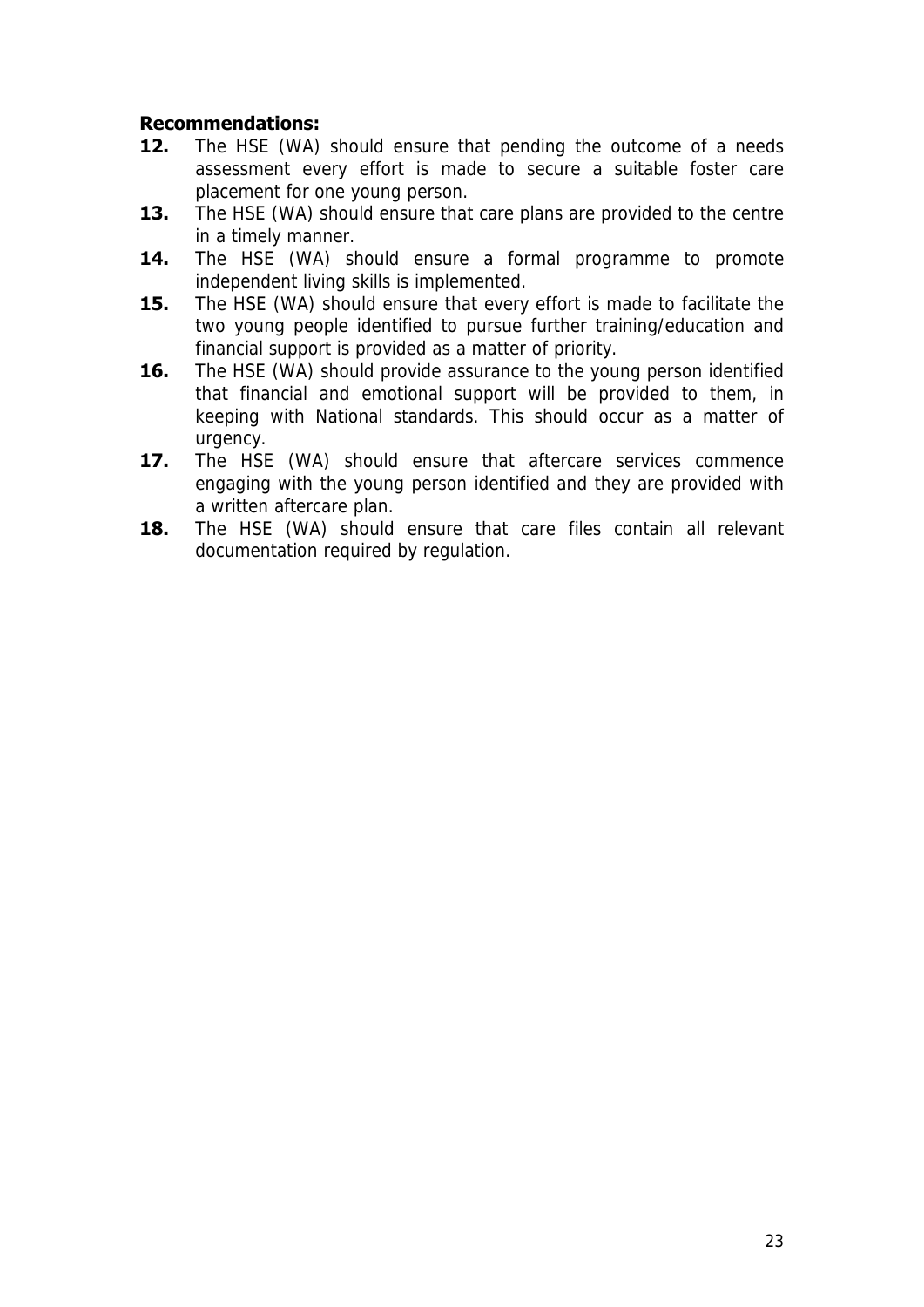**Recommendations:**

**12.** The HSE (WA) should ensure that pending the outcome of a needs assessment every effort is made to secure a suitable foster care placement for one young person.

**13.** The HSE (WA) should ensure that care plans are provided to the centre in a timely manner.

**14.** The HSE (WA) should ensure a formal programme to promote independent living skills is implemented.

**15.** The HSE (WA) should ensure that every effort is made to facilitate the two young people identified to pursue further training/education and financial support is provided as a matter of priority.

**16.** The HSE (WA) should provide assurance to the young person identified that financial and emotional support will be provided to them, in keeping with National standards. This should occur as a matter of urgency.

**17.** The HSE (WA) should ensure that aftercare services commence engaging with the young person identified and they are provided with a written aftercare plan.

**18.** The HSE (WA) should ensure that care files contain all relevant documentation required by regulation.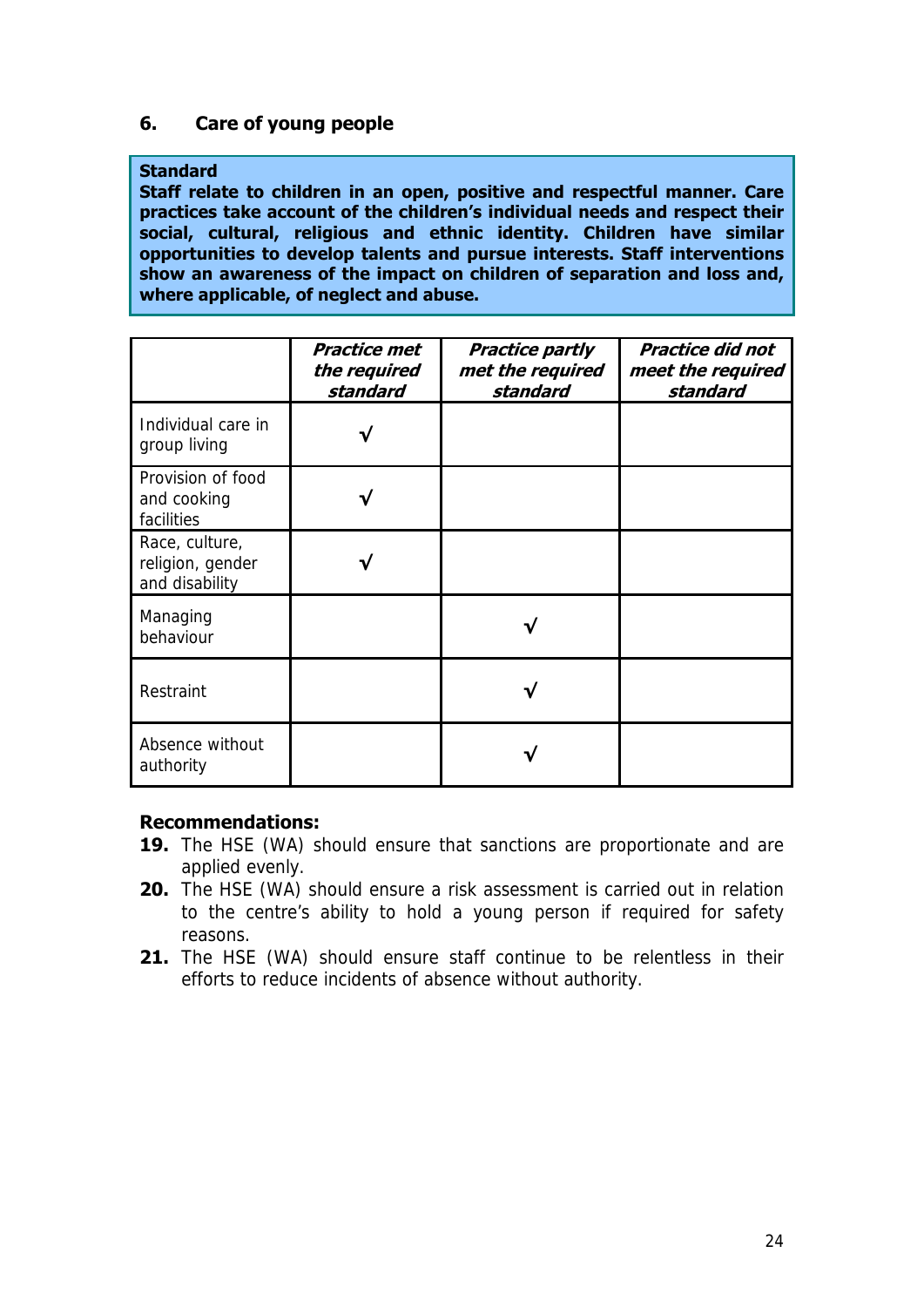## 6. Care of young people

**Standard**
**Staff relate to children in an open, positive and respectful manner. Care practices take account of the children's individual needs and respect their social, cultural, religious and ethnic identity. Children have similar opportunities to develop talents and pursue interests. Staff interventions show an awareness of the impact on children of separation and loss and, where applicable, of neglect and abuse.**

| | ***Practice met the required standard*** | ***Practice partly met the required standard*** | ***Practice did not meet the required standard*** |
|---|---|---|---|
| Individual care in group living | √ | | |
| Provision of food and cooking facilities | √ | | |
| Race, culture, religion, gender and disability | √ | | |
| Managing behaviour | | √ | |
| Restraint | | √ | |
| Absence without authority | | √ | |

**Recommendations:**

**19.** The HSE (WA) should ensure that sanctions are proportionate and are applied evenly.

**20.** The HSE (WA) should ensure a risk assessment is carried out in relation to the centre's ability to hold a young person if required for safety reasons.

**21.** The HSE (WA) should ensure staff continue to be relentless in their efforts to reduce incidents of absence without authority.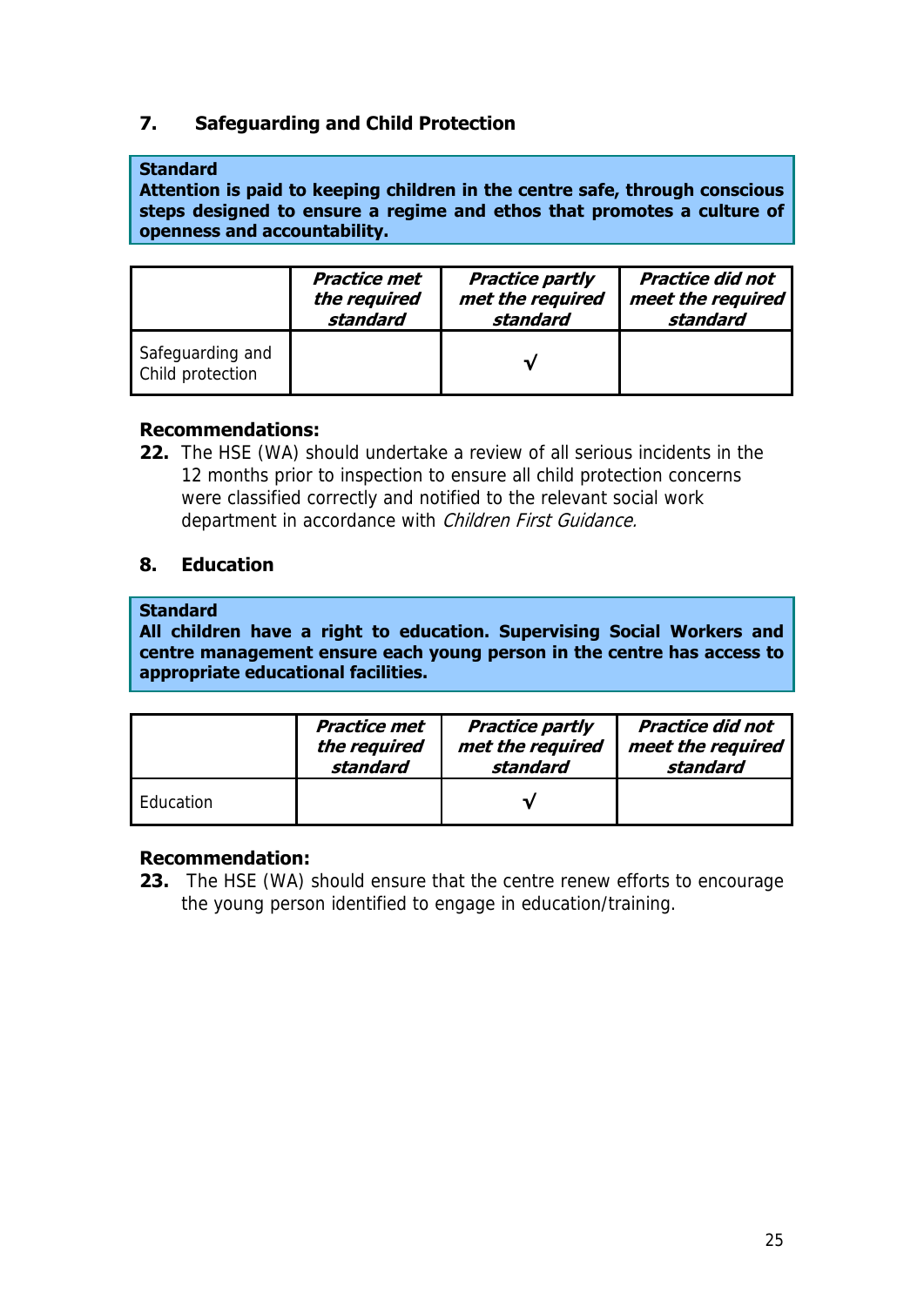## 7. Safeguarding and Child Protection

**Standard**
**Attention is paid to keeping children in the centre safe, through conscious steps designed to ensure a regime and ethos that promotes a culture of openness and accountability.**

| | ***Practice met the required standard*** | ***Practice partly met the required standard*** | ***Practice did not meet the required standard*** |
|---|---|---|---|
| Safeguarding and Child protection | | √ | |

**Recommendations:**

**22.** The HSE (WA) should undertake a review of all serious incidents in the 12 months prior to inspection to ensure all child protection concerns were classified correctly and notified to the relevant social work department in accordance with *Children First Guidance.*

## 8. Education

**Standard**
**All children have a right to education. Supervising Social Workers and centre management ensure each young person in the centre has access to appropriate educational facilities.**

| | ***Practice met the required standard*** | ***Practice partly met the required standard*** | ***Practice did not meet the required standard*** |
|---|---|---|---|
| Education | | √ | |

**Recommendation:**

**23.** The HSE (WA) should ensure that the centre renew efforts to encourage the young person identified to engage in education/training.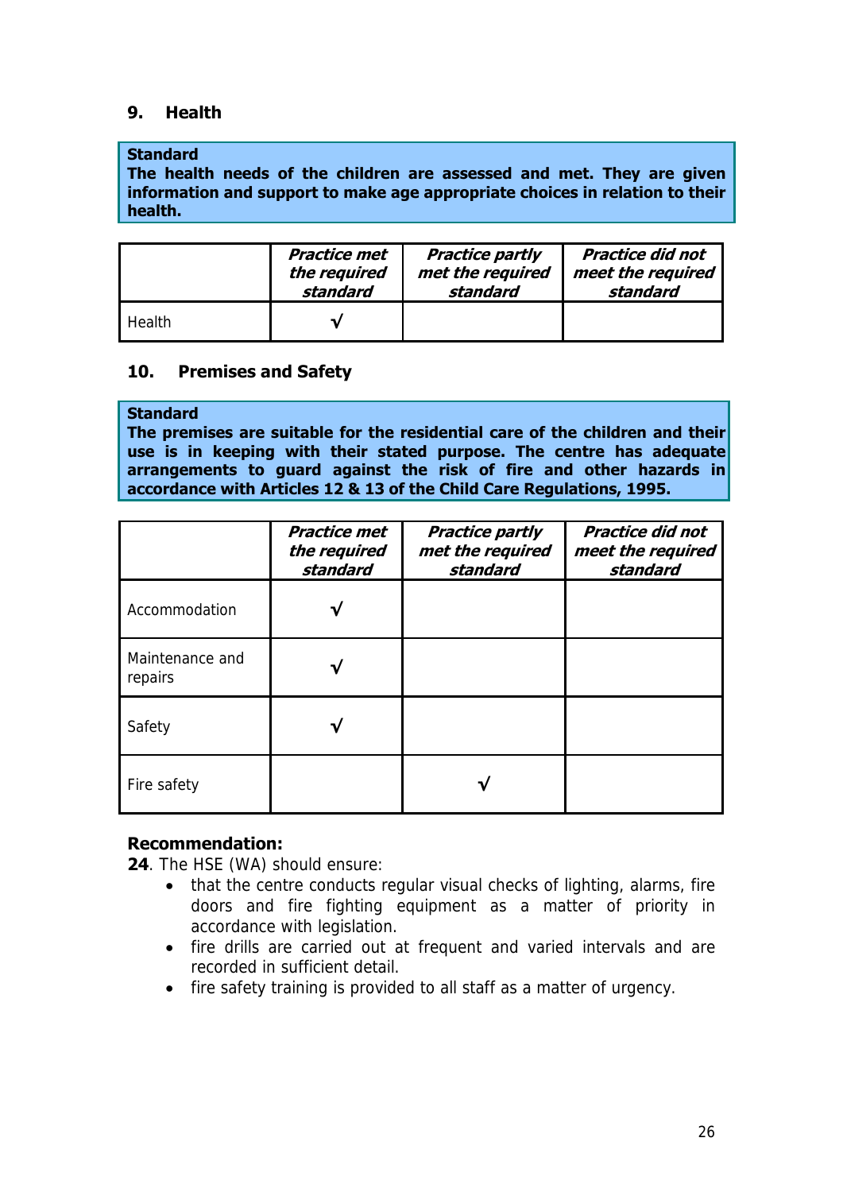## 9. Health

**Standard**
**The health needs of the children are assessed and met. They are given information and support to make age appropriate choices in relation to their health.**

| | *Practice met the required standard* | *Practice partly met the required standard* | *Practice did not meet the required standard* |
|---|---|---|---|
| Health | √ | | |

## 10. Premises and Safety

**Standard**
**The premises are suitable for the residential care of the children and their use is in keeping with their stated purpose. The centre has adequate arrangements to guard against the risk of fire and other hazards in accordance with Articles 12 & 13 of the Child Care Regulations, 1995.**

| | *Practice met the required standard* | *Practice partly met the required standard* | *Practice did not meet the required standard* |
|---|---|---|---|
| Accommodation | √ | | |
| Maintenance and repairs | √ | | |
| Safety | √ | | |
| Fire safety | | √ | |

**Recommendation:**
**24**. The HSE (WA) should ensure:

- that the centre conducts regular visual checks of lighting, alarms, fire doors and fire fighting equipment as a matter of priority in accordance with legislation.
- fire drills are carried out at frequent and varied intervals and are recorded in sufficient detail.
- fire safety training is provided to all staff as a matter of urgency.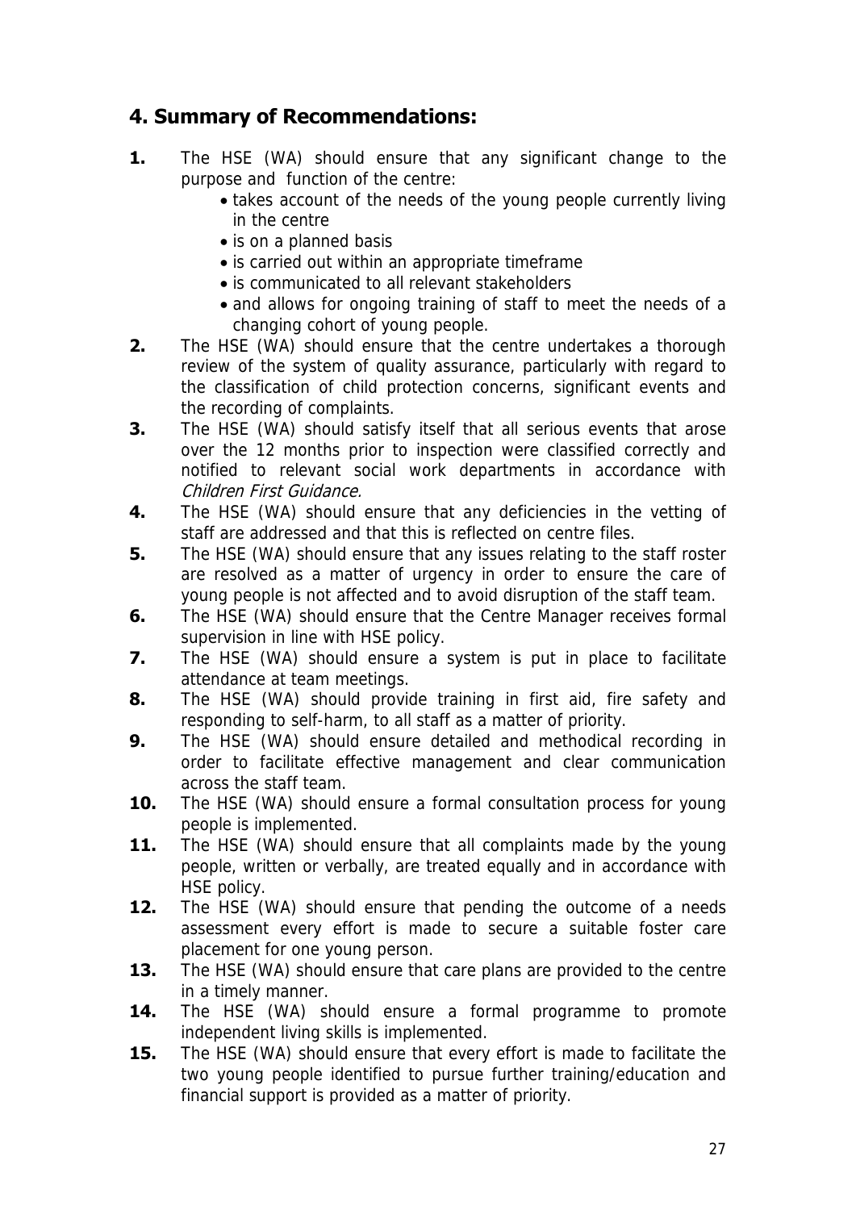## 4. Summary of Recommendations:

**1.** The HSE (WA) should ensure that any significant change to the purpose and function of the centre:
- takes account of the needs of the young people currently living in the centre
- is on a planned basis
- is carried out within an appropriate timeframe
- is communicated to all relevant stakeholders
- and allows for ongoing training of staff to meet the needs of a changing cohort of young people.

**2.** The HSE (WA) should ensure that the centre undertakes a thorough review of the system of quality assurance, particularly with regard to the classification of child protection concerns, significant events and the recording of complaints.

**3.** The HSE (WA) should satisfy itself that all serious events that arose over the 12 months prior to inspection were classified correctly and notified to relevant social work departments in accordance with *Children First Guidance.*

**4.** The HSE (WA) should ensure that any deficiencies in the vetting of staff are addressed and that this is reflected on centre files.

**5.** The HSE (WA) should ensure that any issues relating to the staff roster are resolved as a matter of urgency in order to ensure the care of young people is not affected and to avoid disruption of the staff team.

**6.** The HSE (WA) should ensure that the Centre Manager receives formal supervision in line with HSE policy.

**7.** The HSE (WA) should ensure a system is put in place to facilitate attendance at team meetings.

**8.** The HSE (WA) should provide training in first aid, fire safety and responding to self-harm, to all staff as a matter of priority.

**9.** The HSE (WA) should ensure detailed and methodical recording in order to facilitate effective management and clear communication across the staff team.

**10.** The HSE (WA) should ensure a formal consultation process for young people is implemented.

**11.** The HSE (WA) should ensure that all complaints made by the young people, written or verbally, are treated equally and in accordance with HSE policy.

**12.** The HSE (WA) should ensure that pending the outcome of a needs assessment every effort is made to secure a suitable foster care placement for one young person.

**13.** The HSE (WA) should ensure that care plans are provided to the centre in a timely manner.

**14.** The HSE (WA) should ensure a formal programme to promote independent living skills is implemented.

**15.** The HSE (WA) should ensure that every effort is made to facilitate the two young people identified to pursue further training/education and financial support is provided as a matter of priority.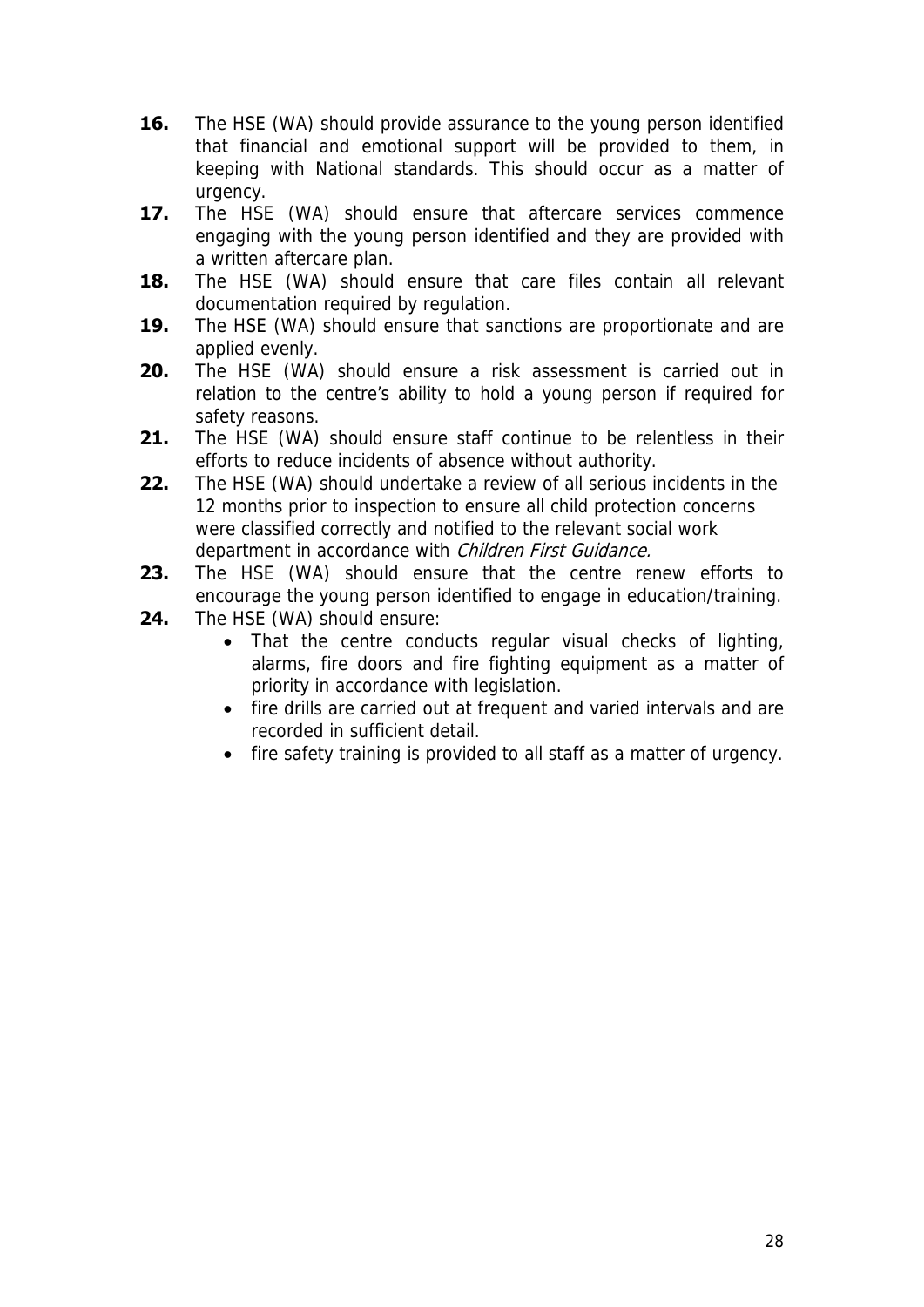**16.** The HSE (WA) should provide assurance to the young person identified that financial and emotional support will be provided to them, in keeping with National standards. This should occur as a matter of urgency.

**17.** The HSE (WA) should ensure that aftercare services commence engaging with the young person identified and they are provided with a written aftercare plan.

**18.** The HSE (WA) should ensure that care files contain all relevant documentation required by regulation.

**19.** The HSE (WA) should ensure that sanctions are proportionate and are applied evenly.

**20.** The HSE (WA) should ensure a risk assessment is carried out in relation to the centre's ability to hold a young person if required for safety reasons.

**21.** The HSE (WA) should ensure staff continue to be relentless in their efforts to reduce incidents of absence without authority.

**22.** The HSE (WA) should undertake a review of all serious incidents in the 12 months prior to inspection to ensure all child protection concerns were classified correctly and notified to the relevant social work department in accordance with *Children First Guidance.*

**23.** The HSE (WA) should ensure that the centre renew efforts to encourage the young person identified to engage in education/training.

**24.** The HSE (WA) should ensure:

- That the centre conducts regular visual checks of lighting, alarms, fire doors and fire fighting equipment as a matter of priority in accordance with legislation.
- fire drills are carried out at frequent and varied intervals and are recorded in sufficient detail.
- fire safety training is provided to all staff as a matter of urgency.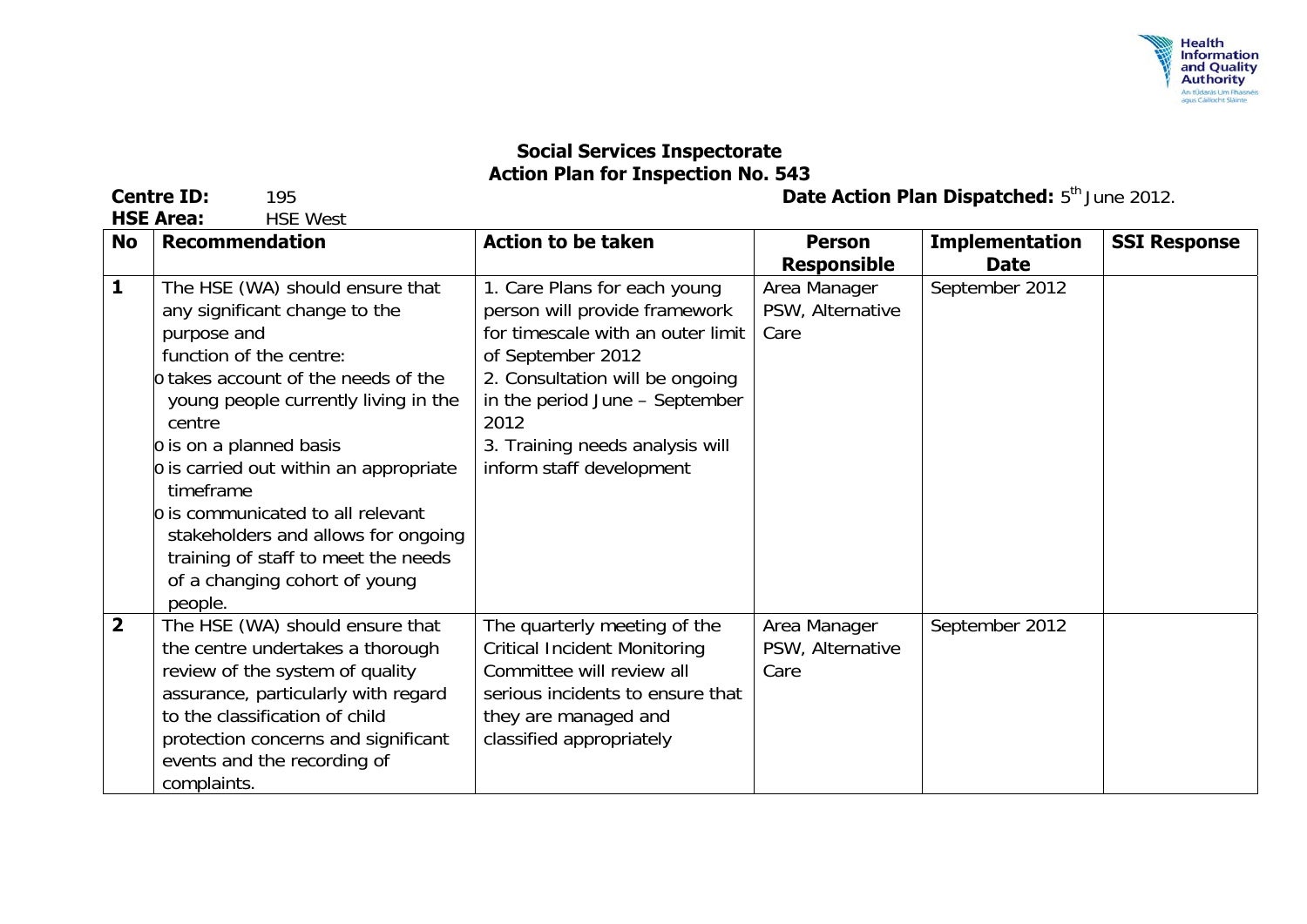## Social Services Inspectorate
## Action Plan for Inspection No. 543

**Centre ID:** 195
**HSE Area:** HSE West

**Date Action Plan Dispatched:** 5th June 2012.

| No | Recommendation | Action to be taken | Person Responsible | Implementation Date | SSI Response |
|---|---|---|---|---|---|
| **1** | The HSE (WA) should ensure that any significant change to the purpose and function of the centre:<br>o takes account of the needs of the young people currently living in the centre<br>o is on a planned basis<br>o is carried out within an appropriate timeframe<br>o is communicated to all relevant stakeholders and allows for ongoing training of staff to meet the needs of a changing cohort of young people. | 1. Care Plans for each young person will provide framework for timescale with an outer limit of September 2012<br>2. Consultation will be ongoing in the period June – September 2012<br>3. Training needs analysis will inform staff development | Area Manager PSW, Alternative Care | September 2012 | |
| **2** | The HSE (WA) should ensure that the centre undertakes a thorough review of the system of quality assurance, particularly with regard to the classification of child protection concerns and significant events and the recording of complaints. | The quarterly meeting of the Critical Incident Monitoring Committee will review all serious incidents to ensure that they are managed and classified appropriately | Area Manager PSW, Alternative Care | September 2012 | |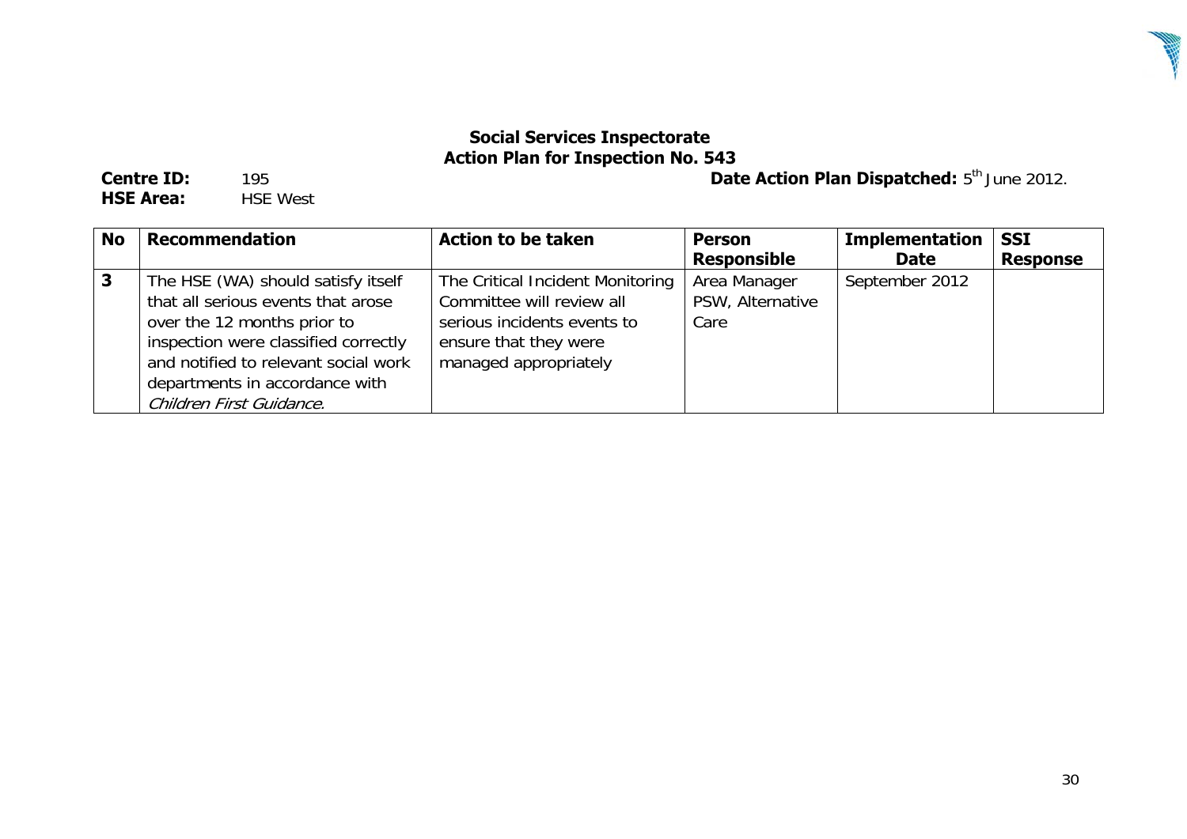## Social Services Inspectorate
## Action Plan for Inspection No. 543

**Centre ID:** 195

**HSE Area:** HSE West

**Date Action Plan Dispatched:** 5th June 2012.

| No | Recommendation | Action to be taken | Person Responsible | Implementation Date | SSI Response |
|---|---|---|---|---|---|
| **3** | The HSE (WA) should satisfy itself that all serious events that arose over the 12 months prior to inspection were classified correctly and notified to relevant social work departments in accordance with *Children First Guidance.* | The Critical Incident Monitoring Committee will review all serious incidents events to ensure that they were managed appropriately | Area Manager PSW, Alternative Care | September 2012 | |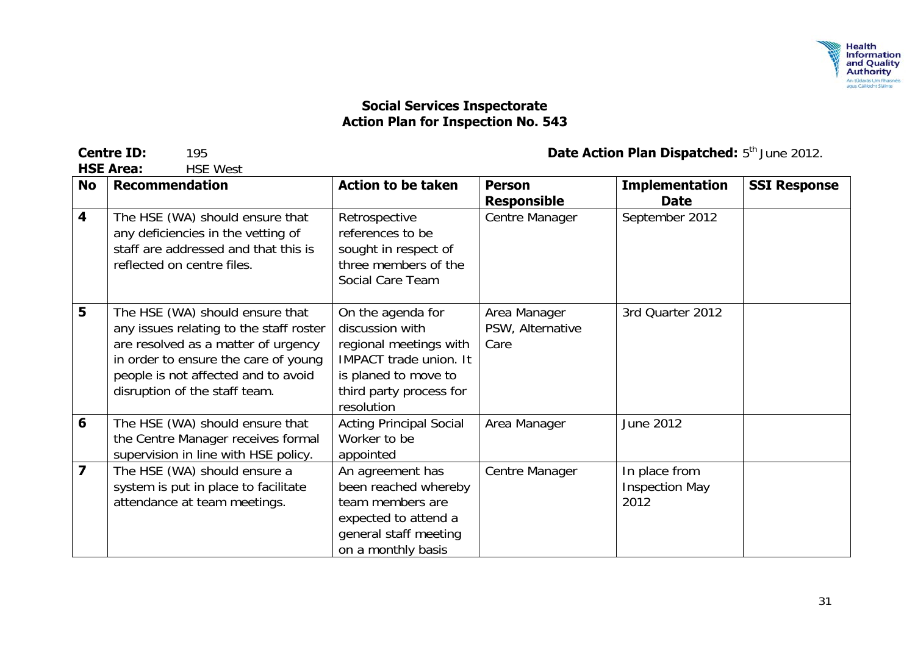## Social Services Inspectorate
## Action Plan for Inspection No. 543

**Centre ID:** 195

**HSE Area:** HSE West

**Date Action Plan Dispatched:** 5th June 2012.

| No | Recommendation | Action to be taken | Person Responsible | Implementation Date | SSI Response |
|---|---|---|---|---|---|
| 4 | The HSE (WA) should ensure that any deficiencies in the vetting of staff are addressed and that this is reflected on centre files. | Retrospective references to be sought in respect of three members of the Social Care Team | Centre Manager | September 2012 | |
| 5 | The HSE (WA) should ensure that any issues relating to the staff roster are resolved as a matter of urgency in order to ensure the care of young people is not affected and to avoid disruption of the staff team. | On the agenda for discussion with regional meetings with IMPACT trade union. It is planed to move to third party process for resolution | Area Manager PSW, Alternative Care | 3rd Quarter 2012 | |
| 6 | The HSE (WA) should ensure that the Centre Manager receives formal supervision in line with HSE policy. | Acting Principal Social Worker to be appointed | Area Manager | June 2012 | |
| 7 | The HSE (WA) should ensure a system is put in place to facilitate attendance at team meetings. | An agreement has been reached whereby team members are expected to attend a general staff meeting on a monthly basis | Centre Manager | In place from Inspection May 2012 | |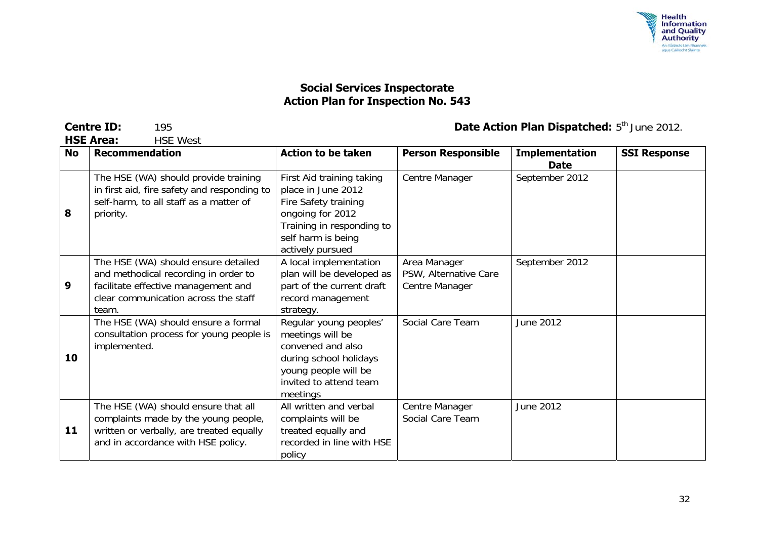## Social Services Inspectorate
## Action Plan for Inspection No. 543

**Centre ID:** 195

**HSE Area:** HSE West

**Date Action Plan Dispatched:** 5th June 2012.

| No | Recommendation | Action to be taken | Person Responsible | Implementation Date | SSI Response |
|---|---|---|---|---|---|
| 8 | The HSE (WA) should provide training in first aid, fire safety and responding to self-harm, to all staff as a matter of priority. | First Aid training taking place in June 2012 Fire Safety training ongoing for 2012 Training in responding to self harm is being actively pursued | Centre Manager | September 2012 | |
| 9 | The HSE (WA) should ensure detailed and methodical recording in order to facilitate effective management and clear communication across the staff team. | A local implementation plan will be developed as part of the current draft record management strategy. | Area Manager PSW, Alternative Care Centre Manager | September 2012 | |
| 10 | The HSE (WA) should ensure a formal consultation process for young people is implemented. | Regular young peoples' meetings will be convened and also during school holidays young people will be invited to attend team meetings | Social Care Team | June 2012 | |
| 11 | The HSE (WA) should ensure that all complaints made by the young people, written or verbally, are treated equally and in accordance with HSE policy. | All written and verbal complaints will be treated equally and recorded in line with HSE policy | Centre Manager Social Care Team | June 2012 | |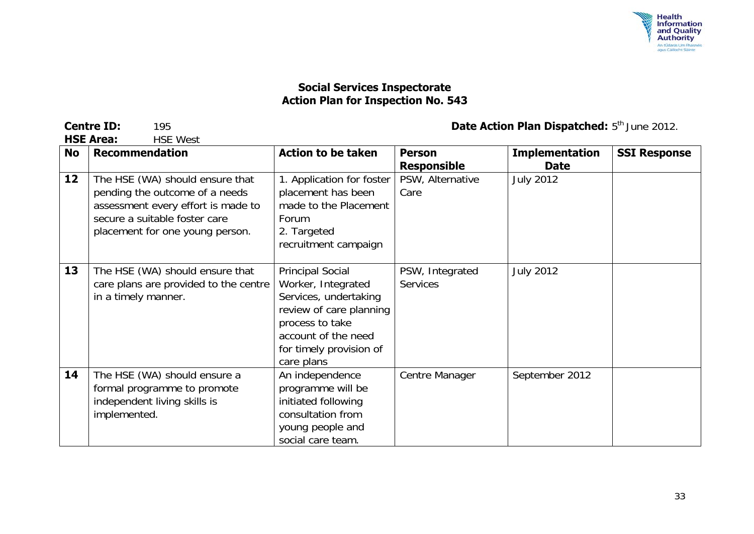**Social Services Inspectorate**
**Action Plan for Inspection No. 543**

**Centre ID:** 195
**HSE Area:** HSE West

**Date Action Plan Dispatched:** 5th June 2012.

| No | Recommendation | Action to be taken | Person Responsible | Implementation Date | SSI Response |
|---|---|---|---|---|---|
| 12 | The HSE (WA) should ensure that pending the outcome of a needs assessment every effort is made to secure a suitable foster care placement for one young person. | 1. Application for foster placement has been made to the Placement Forum<br>2. Targeted recruitment campaign | PSW, Alternative Care | July 2012 | |
| 13 | The HSE (WA) should ensure that care plans are provided to the centre in a timely manner. | Principal Social Worker, Integrated Services, undertaking review of care planning process to take account of the need for timely provision of care plans | PSW, Integrated Services | July 2012 | |
| 14 | The HSE (WA) should ensure a formal programme to promote independent living skills is implemented. | An independence programme will be initiated following consultation from young people and social care team. | Centre Manager | September 2012 | |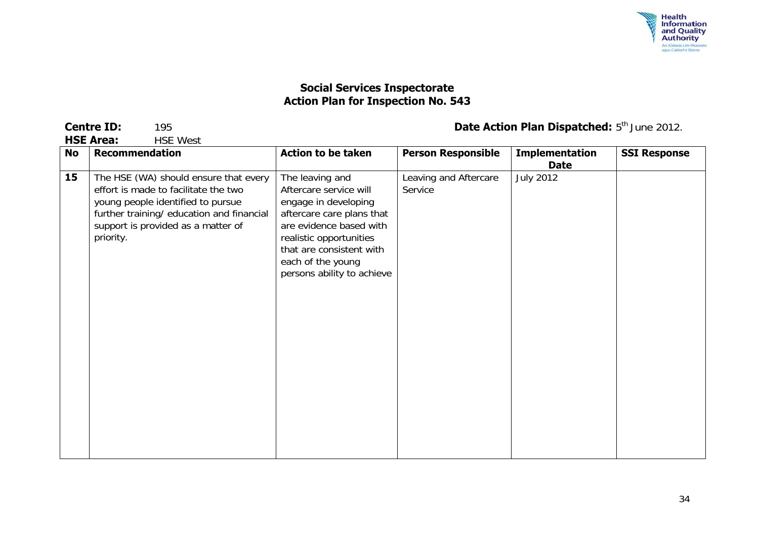## Social Services Inspectorate
## Action Plan for Inspection No. 543

**Centre ID:** 195

**HSE Area:** HSE West

**Date Action Plan Dispatched:** 5th June 2012.

| No | Recommendation | Action to be taken | Person Responsible | Implementation Date | SSI Response |
|---|---|---|---|---|---|
| 15 | The HSE (WA) should ensure that every effort is made to facilitate the two young people identified to pursue further training/ education and financial support is provided as a matter of priority. | The leaving and Aftercare service will engage in developing aftercare care plans that are evidence based with realistic opportunities that are consistent with each of the young persons ability to achieve | Leaving and Aftercare Service | July 2012 | |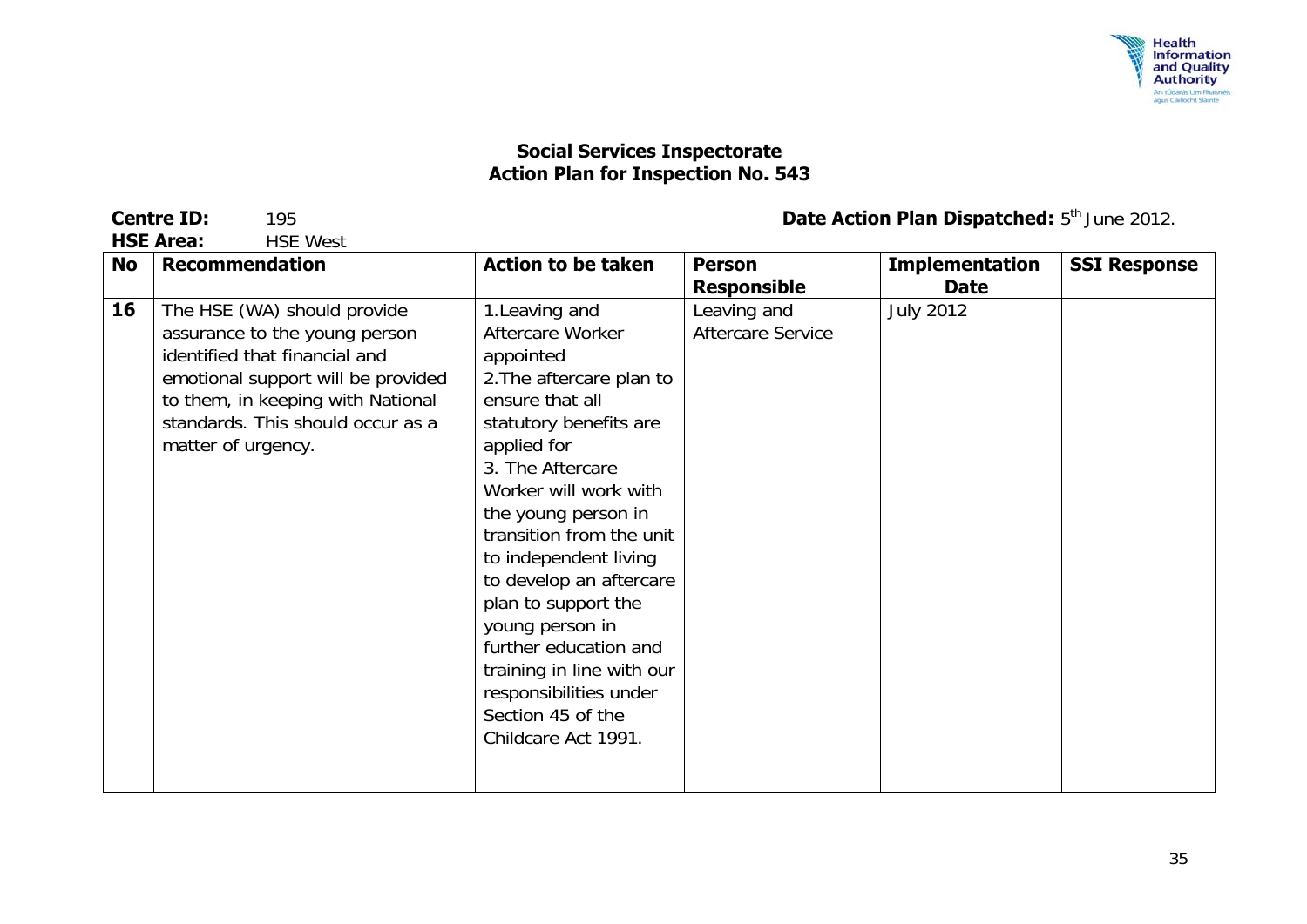**Social Services Inspectorate**
**Action Plan for Inspection No. 543**

**Centre ID:** 195
**HSE Area:** HSE West

**Date Action Plan Dispatched:** 5th June 2012.

| No | Recommendation | Action to be taken | Person Responsible | Implementation Date | SSI Response |
|---|---|---|---|---|---|
| **16** | The HSE (WA) should provide assurance to the young person identified that financial and emotional support will be provided to them, in keeping with National standards. This should occur as a matter of urgency. | 1.Leaving and Aftercare Worker appointed<br>2.The aftercare plan to ensure that all statutory benefits are applied for<br>3. The Aftercare Worker will work with the young person in transition from the unit to independent living to develop an aftercare plan to support the young person in further education and training in line with our responsibilities under Section 45 of the Childcare Act 1991. | Leaving and Aftercare Service | July 2012 | |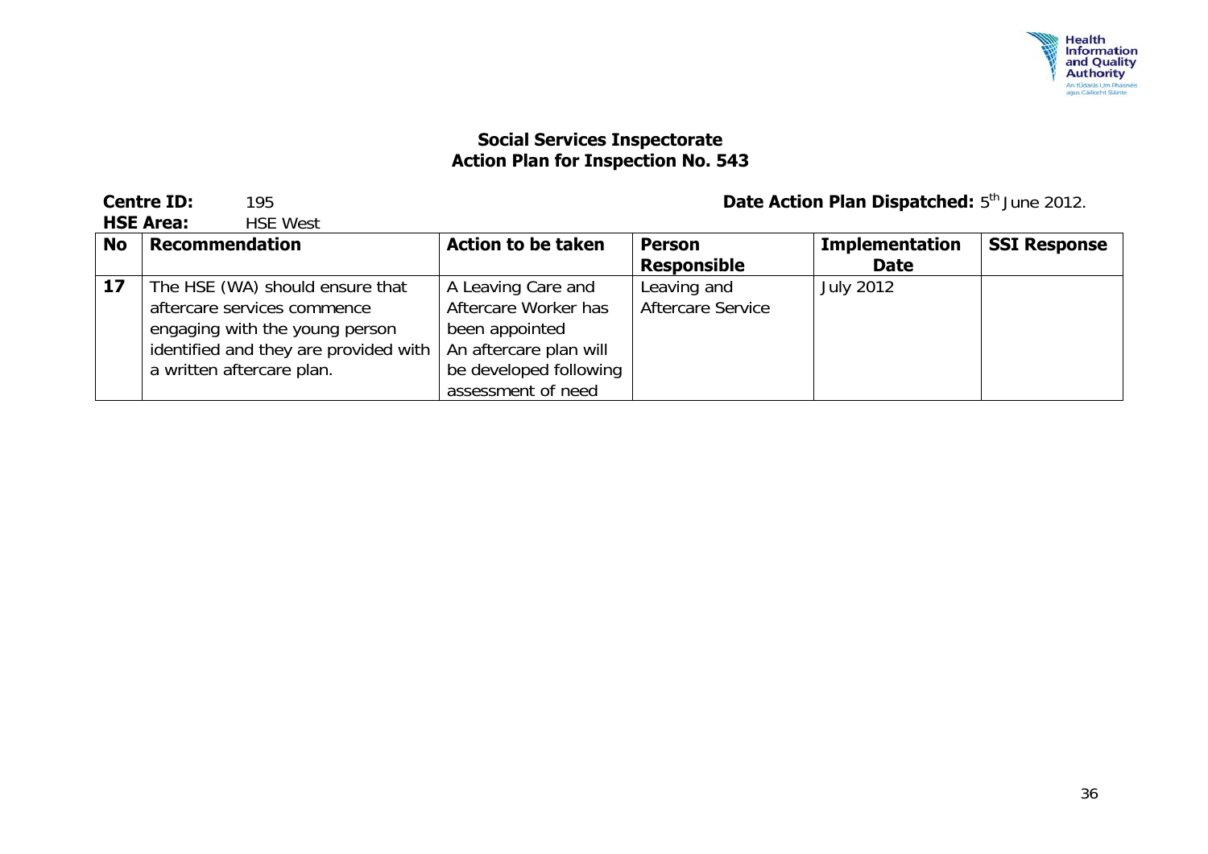**Social Services Inspectorate**
**Action Plan for Inspection No. 543**

**Centre ID:** 195

**HSE Area:** HSE West

**Date Action Plan Dispatched:** 5th June 2012.

| No | Recommendation | Action to be taken | Person Responsible | Implementation Date | SSI Response |
|---|---|---|---|---|---|
| **17** | The HSE (WA) should ensure that aftercare services commence engaging with the young person identified and they are provided with a written aftercare plan. | A Leaving Care and Aftercare Worker has been appointed An aftercare plan will be developed following assessment of need | Leaving and Aftercare Service | July 2012 | |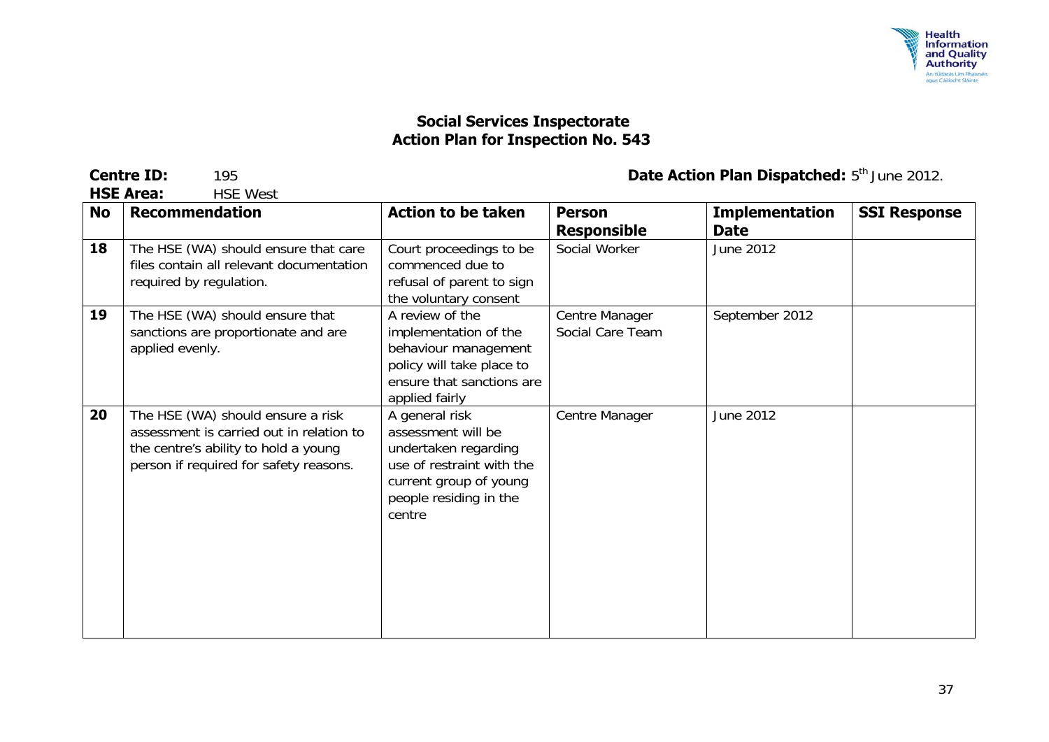## Social Services Inspectorate
## Action Plan for Inspection No. 543

**Centre ID:** 195

**HSE Area:** HSE West

**Date Action Plan Dispatched:** 5th June 2012.

| No | Recommendation | Action to be taken | Person Responsible | Implementation Date | SSI Response |
|---|---|---|---|---|---|
| **18** | The HSE (WA) should ensure that care files contain all relevant documentation required by regulation. | Court proceedings to be commenced due to refusal of parent to sign the voluntary consent | Social Worker | June 2012 | |
| **19** | The HSE (WA) should ensure that sanctions are proportionate and are applied evenly. | A review of the implementation of the behaviour management policy will take place to ensure that sanctions are applied fairly | Centre Manager Social Care Team | September 2012 | |
| **20** | The HSE (WA) should ensure a risk assessment is carried out in relation to the centre's ability to hold a young person if required for safety reasons. | A general risk assessment will be undertaken regarding use of restraint with the current group of young people residing in the centre | Centre Manager | June 2012 | |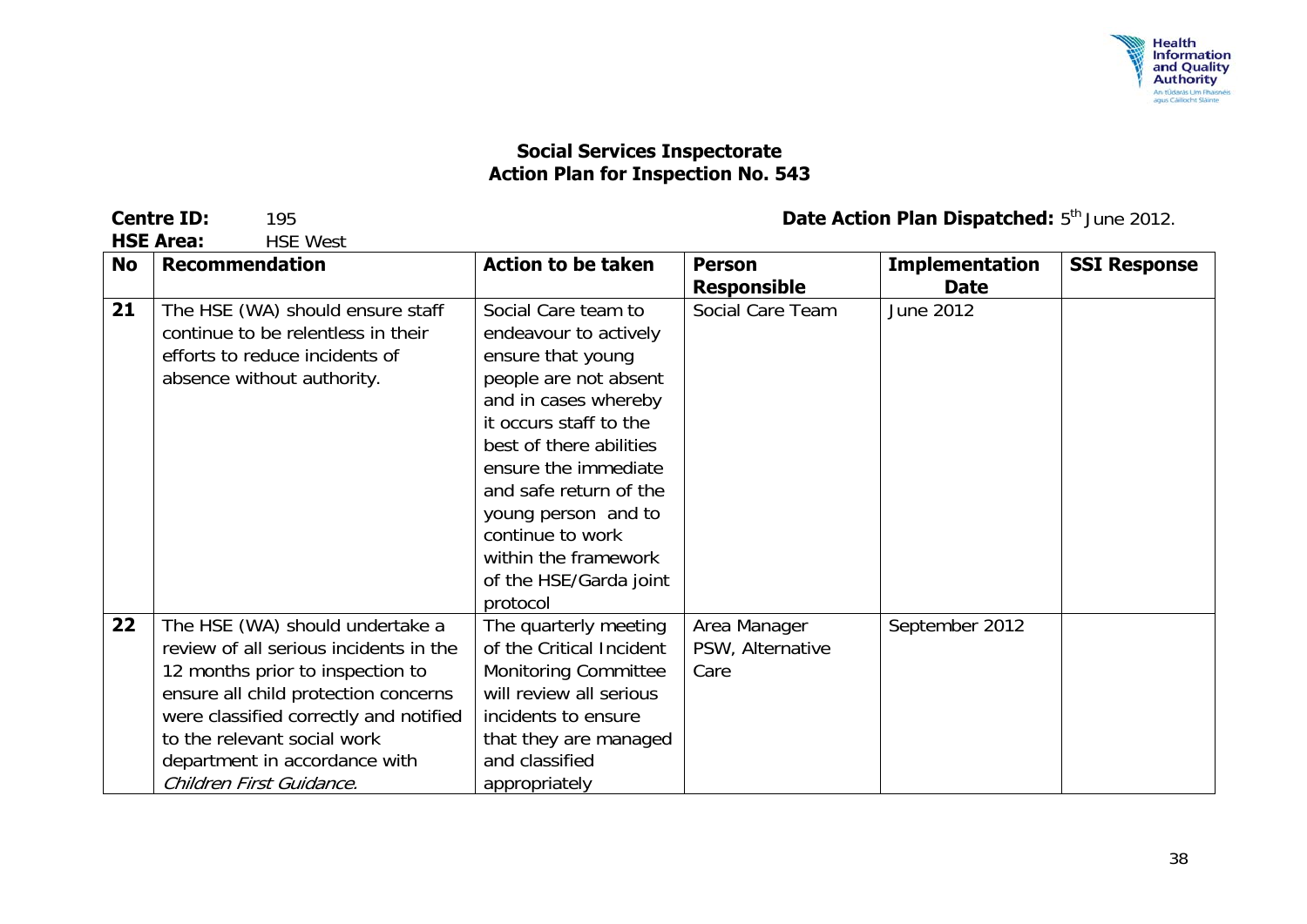**Social Services Inspectorate**
**Action Plan for Inspection No. 543**

**Centre ID:** 195

**HSE Area:** HSE West

**Date Action Plan Dispatched:** 5th June 2012.

| No | Recommendation | Action to be taken | Person Responsible | Implementation Date | SSI Response |
|---|---|---|---|---|---|
| **21** | The HSE (WA) should ensure staff continue to be relentless in their efforts to reduce incidents of absence without authority. | Social Care team to endeavour to actively ensure that young people are not absent and in cases whereby it occurs staff to the best of there abilities ensure the immediate and safe return of the young person and to continue to work within the framework of the HSE/Garda joint protocol | Social Care Team | June 2012 | |
| **22** | The HSE (WA) should undertake a review of all serious incidents in the 12 months prior to inspection to ensure all child protection concerns were classified correctly and notified to the relevant social work department in accordance with *Children First Guidance.* | The quarterly meeting of the Critical Incident Monitoring Committee will review all serious incidents to ensure that they are managed and classified appropriately | Area Manager PSW, Alternative Care | September 2012 | |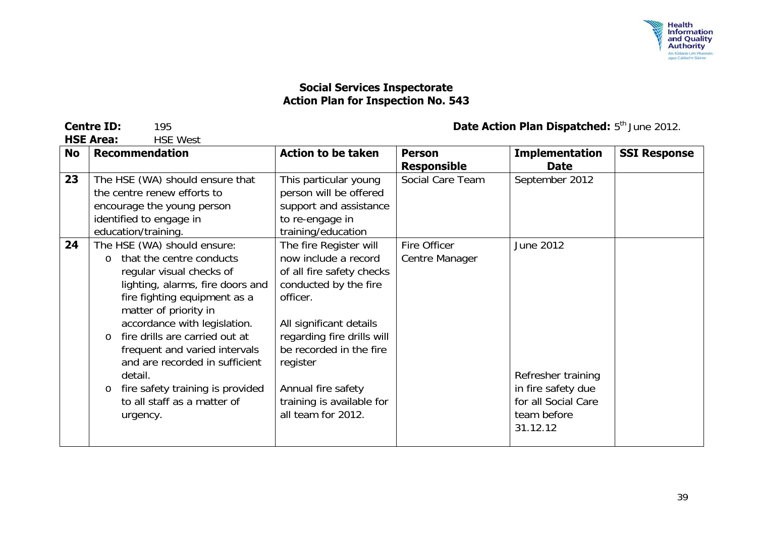### Social Services Inspectorate
### Action Plan for Inspection No. 543

**Centre ID:** 195 **Date Action Plan Dispatched:** 5th June 2012.
**HSE Area:** HSE West

| No | Recommendation | Action to be taken | Person Responsible | Implementation Date | SSI Response |
|---|---|---|---|---|---|
| **23** | The HSE (WA) should ensure that the centre renew efforts to encourage the young person identified to engage in education/training. | This particular young person will be offered support and assistance to re-engage in training/education | Social Care Team | September 2012 | |
| **24** | The HSE (WA) should ensure:<br>o that the centre conducts regular visual checks of lighting, alarms, fire doors and fire fighting equipment as a matter of priority in accordance with legislation.<br>o fire drills are carried out at frequent and varied intervals and are recorded in sufficient detail.<br>o fire safety training is provided to all staff as a matter of urgency. | The fire Register will now include a record of all fire safety checks conducted by the fire officer.<br><br>All significant details regarding fire drills will be recorded in the fire register<br><br>Annual fire safety training is available for all team for 2012. | Fire Officer<br>Centre Manager | June 2012<br><br>Refresher training in fire safety due for all Social Care team before 31.12.12 | |